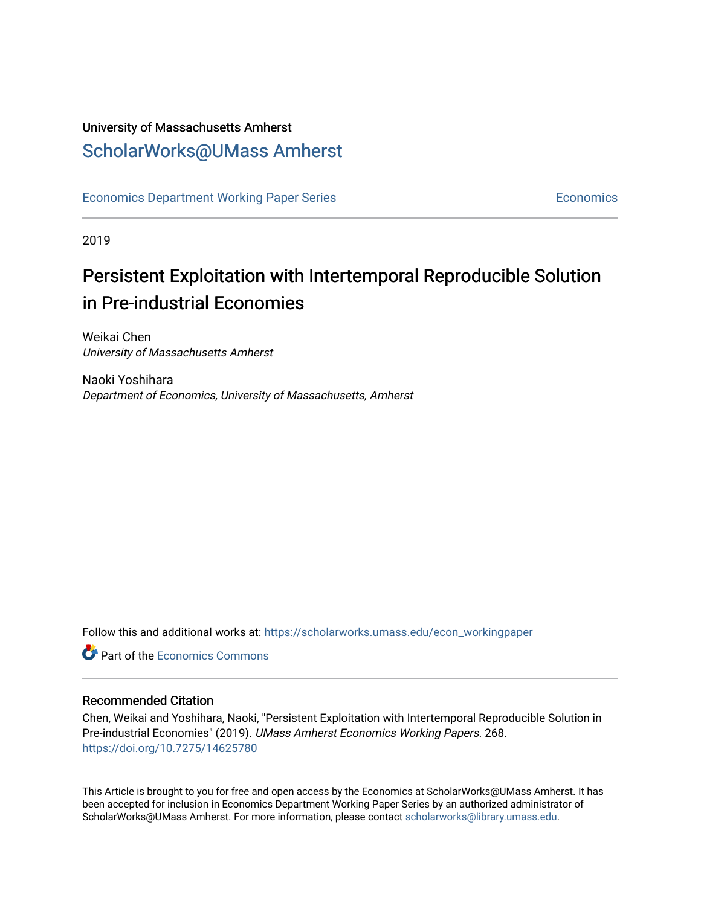University of Massachusetts Amherst

## ScholarWorks@UMass Amherst

Economics Department Working Paper Series — Economics

2019

# Persistent Exploitation with Intertemporal Reproducible Solution in Pre-industrial Economies

Weikai Chen
*University of Massachusetts Amherst*

Naoki Yoshihara
*Department of Economics, University of Massachusetts, Amherst*

Follow this and additional works at: https://scholarworks.umass.edu/econ_workingpaper

Part of the Economics Commons

### Recommended Citation

Chen, Weikai and Yoshihara, Naoki, "Persistent Exploitation with Intertemporal Reproducible Solution in Pre-industrial Economies" (2019). *UMass Amherst Economics Working Papers*. 268.
https://doi.org/10.7275/14625780

This Article is brought to you for free and open access by the Economics at ScholarWorks@UMass Amherst. It has been accepted for inclusion in Economics Department Working Paper Series by an authorized administrator of ScholarWorks@UMass Amherst. For more information, please contact scholarworks@library.umass.edu.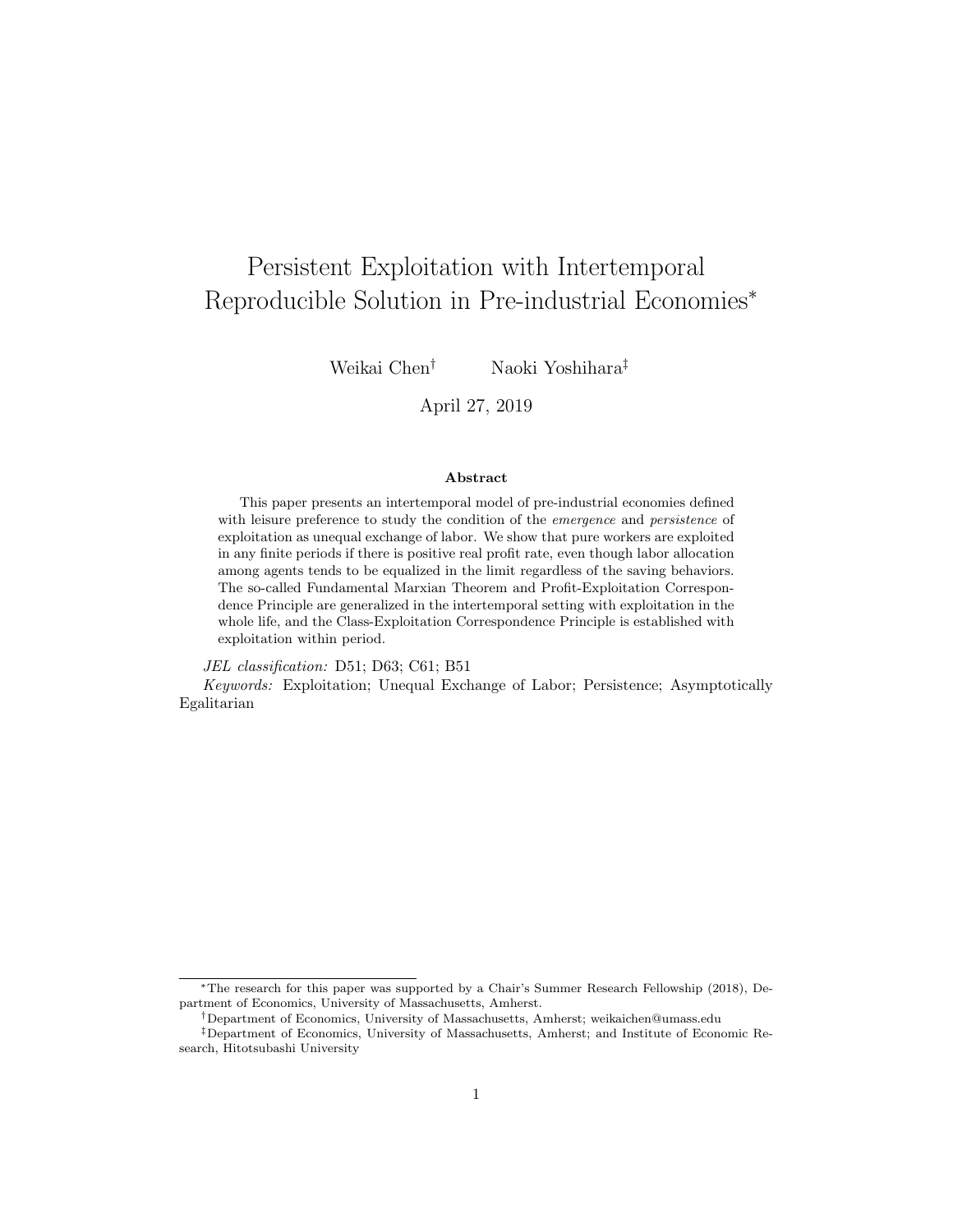# Persistent Exploitation with Intertemporal Reproducible Solution in Pre-industrial Economies*

Weikai Chen[†] Naoki Yoshihara[‡]

April 27, 2019

### Abstract

This paper presents an intertemporal model of pre-industrial economies defined with leisure preference to study the condition of the *emergence* and *persistence* of exploitation as unequal exchange of labor. We show that pure workers are exploited in any finite periods if there is positive real profit rate, even though labor allocation among agents tends to be equalized in the limit regardless of the saving behaviors. The so-called Fundamental Marxian Theorem and Profit-Exploitation Correspondence Principle are generalized in the intertemporal setting with exploitation in the whole life, and the Class-Exploitation Correspondence Principle is established with exploitation within period.

*JEL classification:* D51; D63; C61; B51

*Keywords:* Exploitation; Unequal Exchange of Labor; Persistence; Asymptotically Egalitarian

---

*The research for this paper was supported by a Chair's Summer Research Fellowship (2018), Department of Economics, University of Massachusetts, Amherst.

[†]Department of Economics, University of Massachusetts, Amherst; weikaichen@umass.edu

[‡]Department of Economics, University of Massachusetts, Amherst; and Institute of Economic Research, Hitotsubashi University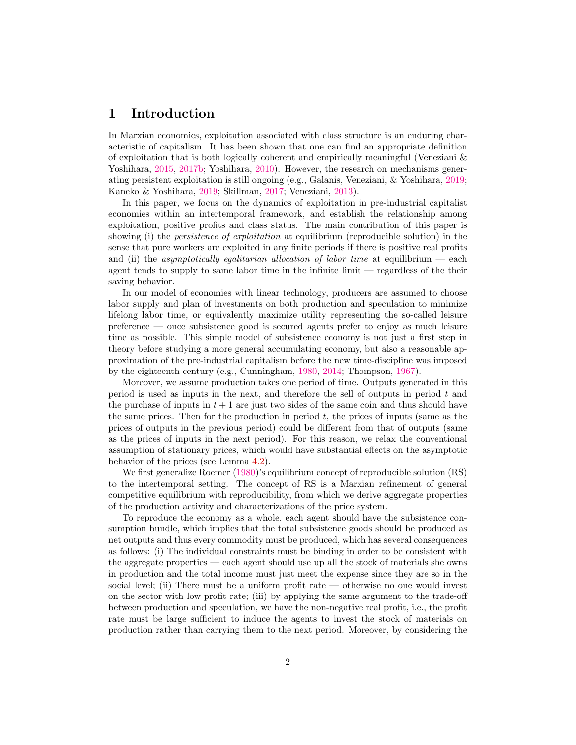# 1 Introduction

In Marxian economics, exploitation associated with class structure is an enduring characteristic of capitalism. It has been shown that one can find an appropriate definition of exploitation that is both logically coherent and empirically meaningful (Veneziani & Yoshihara, 2015, 2017b; Yoshihara, 2010). However, the research on mechanisms generating persistent exploitation is still ongoing (e.g., Galanis, Veneziani, & Yoshihara, 2019; Kaneko & Yoshihara, 2019; Skillman, 2017; Veneziani, 2013).

In this paper, we focus on the dynamics of exploitation in pre-industrial capitalist economies within an intertemporal framework, and establish the relationship among exploitation, positive profits and class status. The main contribution of this paper is showing (i) the *persistence of exploitation* at equilibrium (reproducible solution) in the sense that pure workers are exploited in any finite periods if there is positive real profits and (ii) the *asymptotically egalitarian allocation of labor time* at equilibrium — each agent tends to supply to same labor time in the infinite limit — regardless of the their saving behavior.

In our model of economies with linear technology, producers are assumed to choose labor supply and plan of investments on both production and speculation to minimize lifelong labor time, or equivalently maximize utility representing the so-called leisure preference — once subsistence good is secured agents prefer to enjoy as much leisure time as possible. This simple model of subsistence economy is not just a first step in theory before studying a more general accumulating economy, but also a reasonable approximation of the pre-industrial capitalism before the new time-discipline was imposed by the eighteenth century (e.g., Cunningham, 1980, 2014; Thompson, 1967).

Moreover, we assume production takes one period of time. Outputs generated in this period is used as inputs in the next, and therefore the sell of outputs in period $t$ and the purchase of inputs in $t+1$ are just two sides of the same coin and thus should have the same prices. Then for the production in period $t$, the prices of inputs (same as the prices of outputs in the previous period) could be different from that of outputs (same as the prices of inputs in the next period). For this reason, we relax the conventional assumption of stationary prices, which would have substantial effects on the asymptotic behavior of the prices (see Lemma 4.2).

We first generalize Roemer (1980)'s equilibrium concept of reproducible solution (RS) to the intertemporal setting. The concept of RS is a Marxian refinement of general competitive equilibrium with reproducibility, from which we derive aggregate properties of the production activity and characterizations of the price system.

To reproduce the economy as a whole, each agent should have the subsistence consumption bundle, which implies that the total subsistence goods should be produced as net outputs and thus every commodity must be produced, which has several consequences as follows: (i) The individual constraints must be binding in order to be consistent with the aggregate properties — each agent should use up all the stock of materials she owns in production and the total income must just meet the expense since they are so in the social level; (ii) There must be a uniform profit rate — otherwise no one would invest on the sector with low profit rate; (iii) by applying the same argument to the trade-off between production and speculation, we have the non-negative real profit, i.e., the profit rate must be large sufficient to induce the agents to invest the stock of materials on production rather than carrying them to the next period. Moreover, by considering the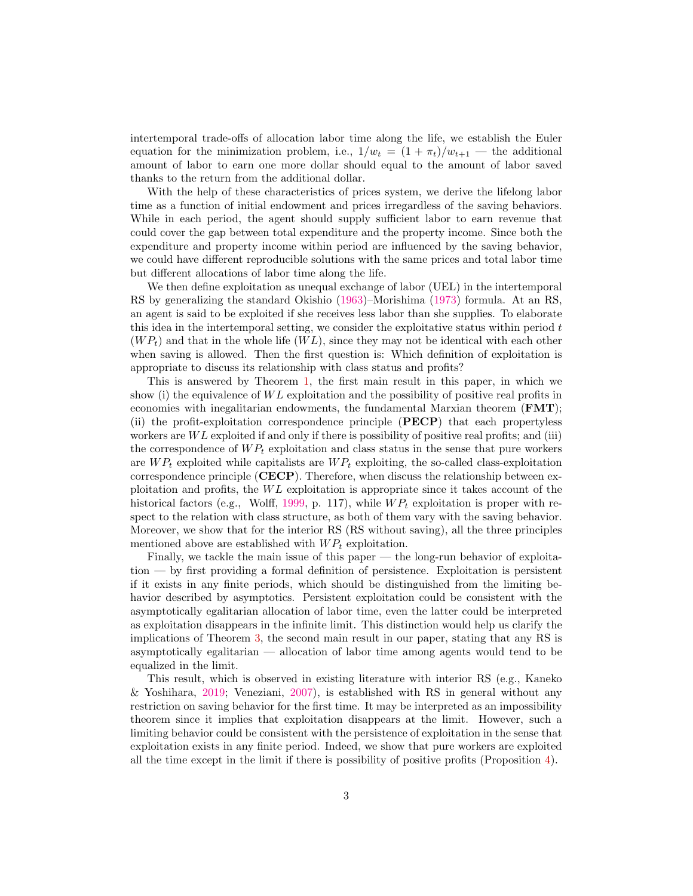intertemporal trade-offs of allocation labor time along the life, we establish the Euler equation for the minimization problem, i.e., $1/w_t = (1 + \pi_t)/w_{t+1}$ — the additional amount of labor to earn one more dollar should equal to the amount of labor saved thanks to the return from the additional dollar.

With the help of these characteristics of prices system, we derive the lifelong labor time as a function of initial endowment and prices irregardless of the saving behaviors. While in each period, the agent should supply sufficient labor to earn revenue that could cover the gap between total expenditure and the property income. Since both the expenditure and property income within period are influenced by the saving behavior, we could have different reproducible solutions with the same prices and total labor time but different allocations of labor time along the life.

We then define exploitation as unequal exchange of labor (UEL) in the intertemporal RS by generalizing the standard Okishio (1963)–Morishima (1973) formula. At an RS, an agent is said to be exploited if she receives less labor than she supplies. To elaborate this idea in the intertemporal setting, we consider the exploitative status within period $t$ ($WP_t$) and that in the whole life ($WL$), since they may not be identical with each other when saving is allowed. Then the first question is: Which definition of exploitation is appropriate to discuss its relationship with class status and profits?

This is answered by Theorem 1, the first main result in this paper, in which we show (i) the equivalence of $WL$ exploitation and the possibility of positive real profits in economies with inegalitarian endowments, the fundamental Marxian theorem (**FMT**); (ii) the profit-exploitation correspondence principle (**PECP**) that each propertyless workers are $WL$ exploited if and only if there is possibility of positive real profits; and (iii) the correspondence of $WP_t$ exploitation and class status in the sense that pure workers are $WP_t$ exploited while capitalists are $WP_t$ exploiting, the so-called class-exploitation correspondence principle (**CECP**). Therefore, when discuss the relationship between exploitation and profits, the $WL$ exploitation is appropriate since it takes account of the historical factors (e.g., Wolff, 1999, p. 117), while $WP_t$ exploitation is proper with respect to the relation with class structure, as both of them vary with the saving behavior. Moreover, we show that for the interior RS (RS without saving), all the three principles mentioned above are established with $WP_t$ exploitation.

Finally, we tackle the main issue of this paper — the long-run behavior of exploitation — by first providing a formal definition of persistence. Exploitation is persistent if it exists in any finite periods, which should be distinguished from the limiting behavior described by asymptotics. Persistent exploitation could be consistent with the asymptotically egalitarian allocation of labor time, even the latter could be interpreted as exploitation disappears in the infinite limit. This distinction would help us clarify the implications of Theorem 3, the second main result in our paper, stating that any RS is asymptotically egalitarian — allocation of labor time among agents would tend to be equalized in the limit.

This result, which is observed in existing literature with interior RS (e.g., Kaneko & Yoshihara, 2019; Veneziani, 2007), is established with RS in general without any restriction on saving behavior for the first time. It may be interpreted as an impossibility theorem since it implies that exploitation disappears at the limit. However, such a limiting behavior could be consistent with the persistence of exploitation in the sense that exploitation exists in any finite period. Indeed, we show that pure workers are exploited all the time except in the limit if there is possibility of positive profits (Proposition 4).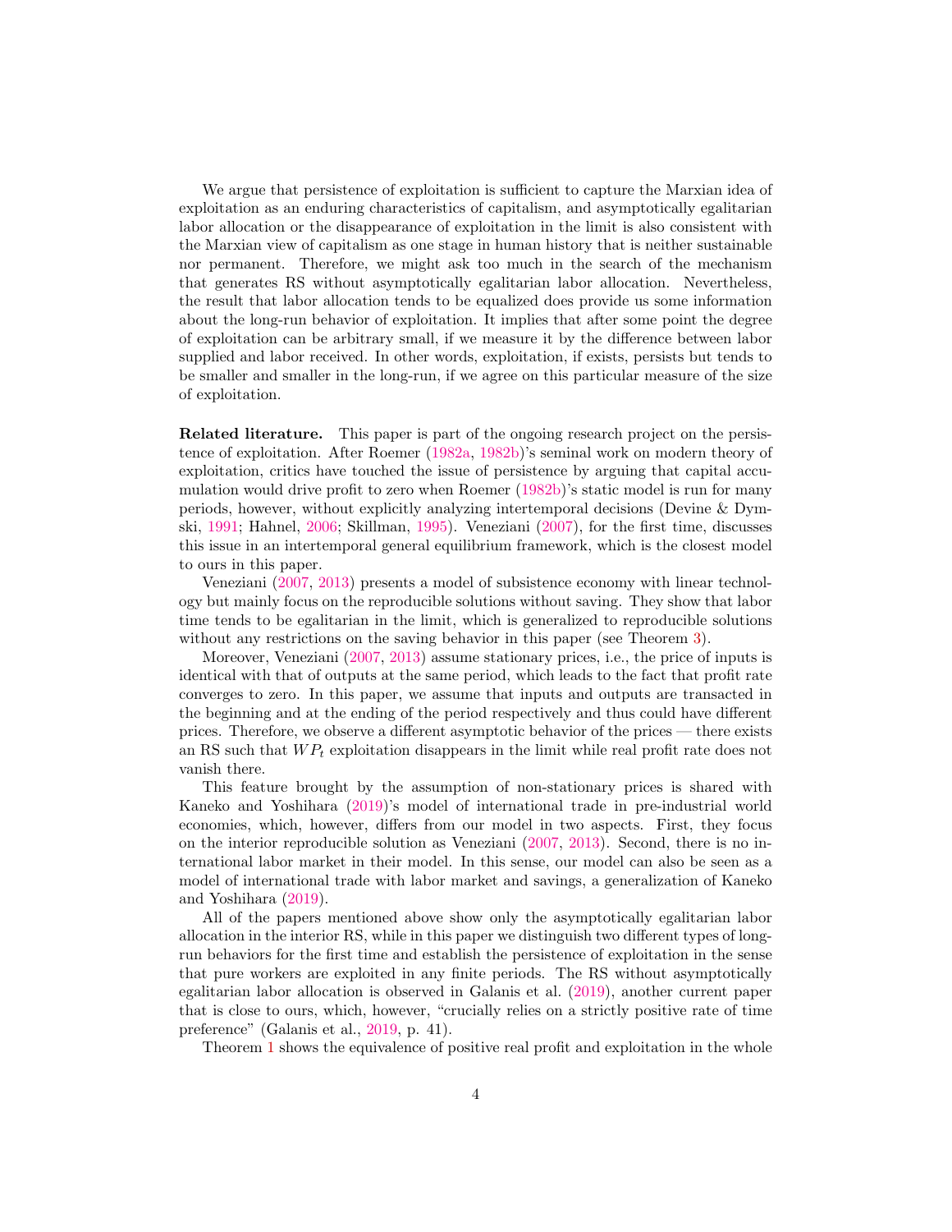We argue that persistence of exploitation is sufficient to capture the Marxian idea of exploitation as an enduring characteristics of capitalism, and asymptotically egalitarian labor allocation or the disappearance of exploitation in the limit is also consistent with the Marxian view of capitalism as one stage in human history that is neither sustainable nor permanent. Therefore, we might ask too much in the search of the mechanism that generates RS without asymptotically egalitarian labor allocation. Nevertheless, the result that labor allocation tends to be equalized does provide us some information about the long-run behavior of exploitation. It implies that after some point the degree of exploitation can be arbitrary small, if we measure it by the difference between labor supplied and labor received. In other words, exploitation, if exists, persists but tends to be smaller and smaller in the long-run, if we agree on this particular measure of the size of exploitation.

**Related literature.** This paper is part of the ongoing research project on the persistence of exploitation. After Roemer (1982a, 1982b)'s seminal work on modern theory of exploitation, critics have touched the issue of persistence by arguing that capital accumulation would drive profit to zero when Roemer (1982b)'s static model is run for many periods, however, without explicitly analyzing intertemporal decisions (Devine & Dymski, 1991; Hahnel, 2006; Skillman, 1995). Veneziani (2007), for the first time, discusses this issue in an intertemporal general equilibrium framework, which is the closest model to ours in this paper.

Veneziani (2007, 2013) presents a model of subsistence economy with linear technology but mainly focus on the reproducible solutions without saving. They show that labor time tends to be egalitarian in the limit, which is generalized to reproducible solutions without any restrictions on the saving behavior in this paper (see Theorem 3).

Moreover, Veneziani (2007, 2013) assume stationary prices, i.e., the price of inputs is identical with that of outputs at the same period, which leads to the fact that profit rate converges to zero. In this paper, we assume that inputs and outputs are transacted in the beginning and at the ending of the period respectively and thus could have different prices. Therefore, we observe a different asymptotic behavior of the prices — there exists an RS such that $WP_t$ exploitation disappears in the limit while real profit rate does not vanish there.

This feature brought by the assumption of non-stationary prices is shared with Kaneko and Yoshihara (2019)'s model of international trade in pre-industrial world economies, which, however, differs from our model in two aspects. First, they focus on the interior reproducible solution as Veneziani (2007, 2013). Second, there is no international labor market in their model. In this sense, our model can also be seen as a model of international trade with labor market and savings, a generalization of Kaneko and Yoshihara (2019).

All of the papers mentioned above show only the asymptotically egalitarian labor allocation in the interior RS, while in this paper we distinguish two different types of long-run behaviors for the first time and establish the persistence of exploitation in the sense that pure workers are exploited in any finite periods. The RS without asymptotically egalitarian labor allocation is observed in Galanis et al. (2019), another current paper that is close to ours, which, however, "crucially relies on a strictly positive rate of time preference" (Galanis et al., 2019, p. 41).

Theorem 1 shows the equivalence of positive real profit and exploitation in the whole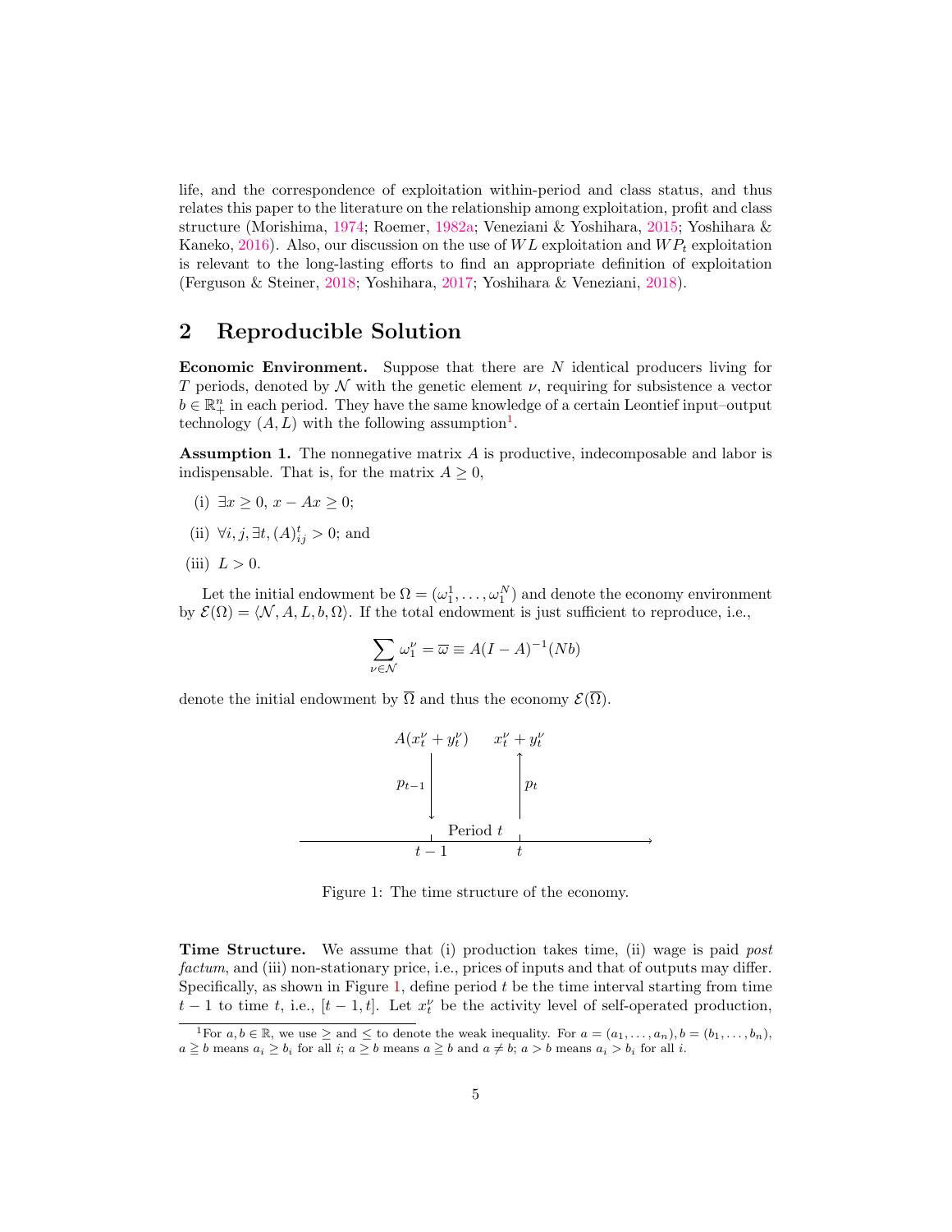life, and the correspondence of exploitation within-period and class status, and thus relates this paper to the literature on the relationship among exploitation, profit and class structure (Morishima, 1974; Roemer, 1982a; Veneziani & Yoshihara, 2015; Yoshihara & Kaneko, 2016). Also, our discussion on the use of $WL$ exploitation and $WP_t$ exploitation is relevant to the long-lasting efforts to find an appropriate definition of exploitation (Ferguson & Steiner, 2018; Yoshihara, 2017; Yoshihara & Veneziani, 2018).

## 2 Reproducible Solution

**Economic Environment.** Suppose that there are $N$ identical producers living for $T$ periods, denoted by $\mathcal{N}$ with the genetic element $\nu$, requiring for subsistence a vector $b \in \mathbb{R}^n_+$ in each period. They have the same knowledge of a certain Leontief input–output technology $(A, L)$ with the following assumption[1].

**Assumption 1.** The nonnegative matrix $A$ is productive, indecomposable and labor is indispensable. That is, for the matrix $A \geq 0$,

(i) $\exists x \geq 0,\ x - Ax \geq 0$;

(ii) $\forall i, j, \exists t, (A)^t_{ij} > 0$; and

(iii) $L > 0$.

Let the initial endowment be $\Omega = (\omega^1_1, \ldots, \omega^N_1)$ and denote the economy environment by $\mathcal{E}(\Omega) = \langle \mathcal{N}, A, L, b, \Omega \rangle$. If the total endowment is just sufficient to reproduce, i.e.,

$$\sum_{\nu \in \mathcal{N}} \omega^\nu_1 = \overline{\omega} \equiv A(I - A)^{-1}(Nb)$$

denote the initial endowment by $\overline{\Omega}$ and thus the economy $\mathcal{E}(\overline{\Omega})$.

Figure 1: The time structure of the economy.

**Time Structure.** We assume that (i) production takes time, (ii) wage is paid *post factum*, and (iii) non-stationary price, i.e., prices of inputs and that of outputs may differ. Specifically, as shown in Figure 1, define period $t$ be the time interval starting from time $t-1$ to time $t$, i.e., $[t-1, t]$. Let $x^\nu_t$ be the activity level of self-operated production,

[1] For $a, b \in \mathbb{R}$, we use $\geq$ and $\leq$ to denote the weak inequality. For $a = (a_1, \ldots, a_n), b = (b_1, \ldots, b_n)$, $a \geqq b$ means $a_i \geq b_i$ for all $i$; $a \geq b$ means $a \geqq b$ and $a \neq b$; $a > b$ means $a_i > b_i$ for all $i$.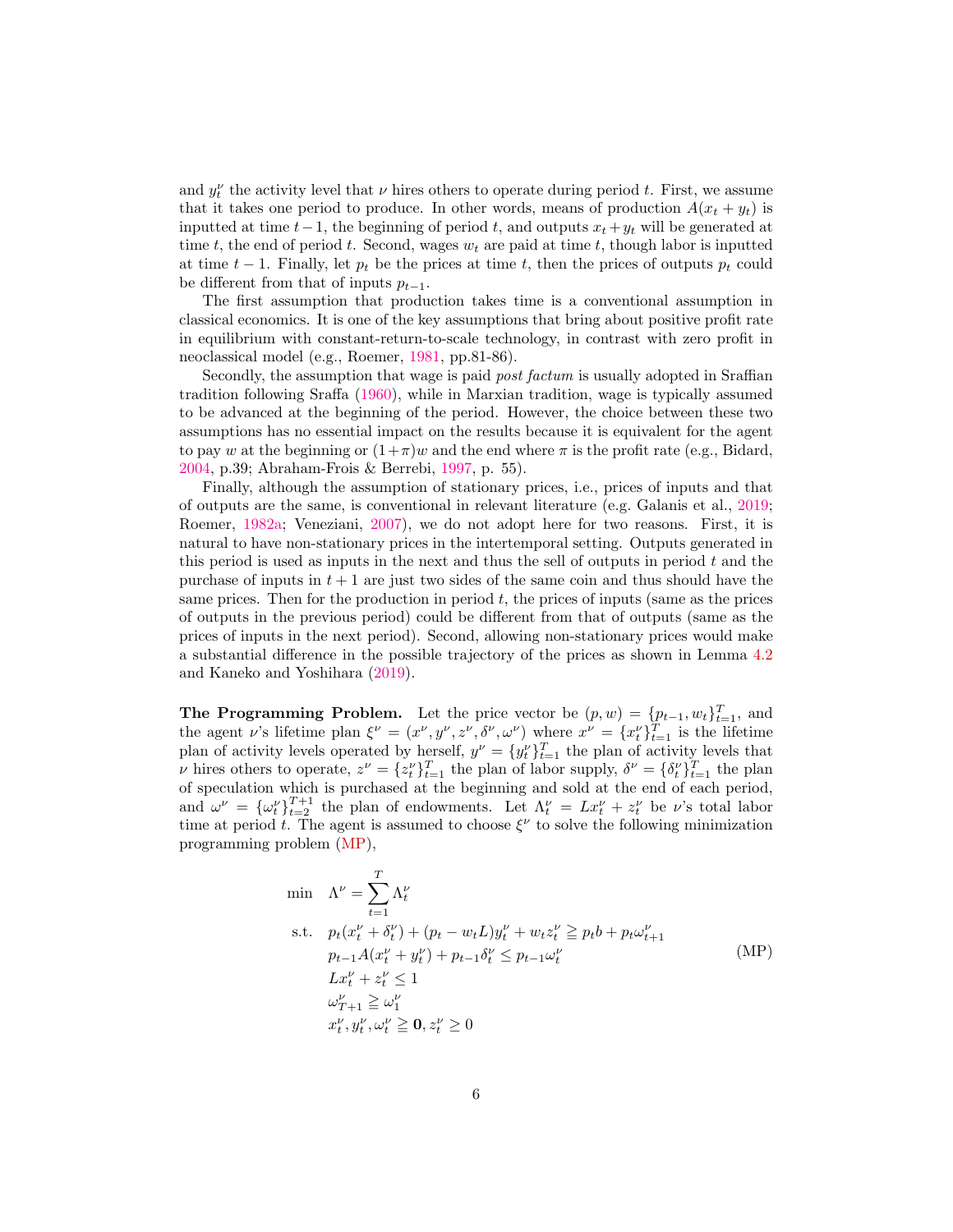and $y_t^\nu$ the activity level that $\nu$ hires others to operate during period $t$. First, we assume that it takes one period to produce. In other words, means of production $A(x_t + y_t)$ is inputted at time $t-1$, the beginning of period $t$, and outputs $x_t + y_t$ will be generated at time $t$, the end of period $t$. Second, wages $w_t$ are paid at time $t$, though labor is inputted at time $t-1$. Finally, let $p_t$ be the prices at time $t$, then the prices of outputs $p_t$ could be different from that of inputs $p_{t-1}$.

The first assumption that production takes time is a conventional assumption in classical economics. It is one of the key assumptions that bring about positive profit rate in equilibrium with constant-return-to-scale technology, in contrast with zero profit in neoclassical model (e.g., Roemer, 1981, pp.81-86).

Secondly, the assumption that wage is paid *post factum* is usually adopted in Sraffian tradition following Sraffa (1960), while in Marxian tradition, wage is typically assumed to be advanced at the beginning of the period. However, the choice between these two assumptions has no essential impact on the results because it is equivalent for the agent to pay $w$ at the beginning or $(1+\pi)w$ and the end where $\pi$ is the profit rate (e.g., Bidard, 2004, p.39; Abraham-Frois & Berrebi, 1997, p. 55).

Finally, although the assumption of stationary prices, i.e., prices of inputs and that of outputs are the same, is conventional in relevant literature (e.g. Galanis et al., 2019; Roemer, 1982a; Veneziani, 2007), we do not adopt here for two reasons. First, it is natural to have non-stationary prices in the intertemporal setting. Outputs generated in this period is used as inputs in the next and thus the sell of outputs in period $t$ and the purchase of inputs in $t+1$ are just two sides of the same coin and thus should have the same prices. Then for the production in period $t$, the prices of inputs (same as the prices of outputs in the previous period) could be different from that of outputs (same as the prices of inputs in the next period). Second, allowing non-stationary prices would make a substantial difference in the possible trajectory of the prices as shown in Lemma 4.2 and Kaneko and Yoshihara (2019).

**The Programming Problem.** Let the price vector be $(p, w) = \{p_{t-1}, w_t\}_{t=1}^T$, and the agent $\nu$'s lifetime plan $\xi^\nu = (x^\nu, y^\nu, z^\nu, \delta^\nu, \omega^\nu)$ where $x^\nu = \{x_t^\nu\}_{t=1}^T$ is the lifetime plan of activity levels operated by herself, $y^\nu = \{y_t^\nu\}_{t=1}^T$ the plan of activity levels that $\nu$ hires others to operate, $z^\nu = \{z_t^\nu\}_{t=1}^T$ the plan of labor supply, $\delta^\nu = \{\delta_t^\nu\}_{t=1}^T$ the plan of speculation which is purchased at the beginning and sold at the end of each period, and $\omega^\nu = \{\omega_t^\nu\}_{t=2}^{T+1}$ the plan of endowments. Let $\Lambda_t^\nu = Lx_t^\nu + z_t^\nu$ be $\nu$'s total labor time at period $t$. The agent is assumed to choose $\xi^\nu$ to solve the following minimization programming problem (MP),

$$
\begin{aligned}
\min \quad & \Lambda^\nu = \sum_{t=1}^T \Lambda_t^\nu \\
\text{s.t.} \quad & p_t(x_t^\nu + \delta_t^\nu) + (p_t - w_t L)y_t^\nu + w_t z_t^\nu \geqq p_t b + p_t \omega_{t+1}^\nu \\
& p_{t-1}A(x_t^\nu + y_t^\nu) + p_{t-1}\delta_t^\nu \leq p_{t-1}\omega_t^\nu \\
& Lx_t^\nu + z_t^\nu \leq 1 \\
& \omega_{T+1}^\nu \geqq \omega_1^\nu \\
& x_t^\nu, y_t^\nu, \omega_t^\nu \geqq \mathbf{0}, z_t^\nu \geq 0
\end{aligned}
\tag{MP}
$$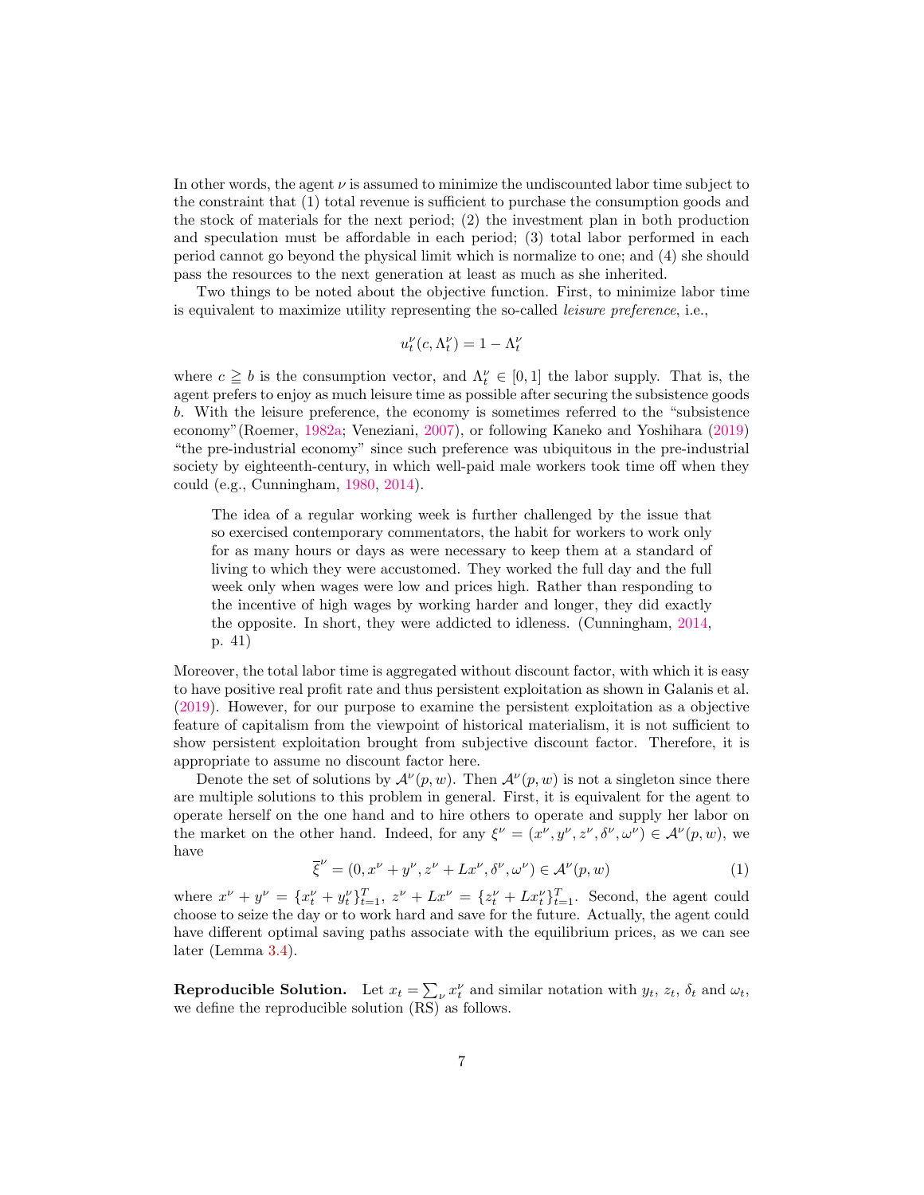In other words, the agent $\nu$ is assumed to minimize the undiscounted labor time subject to the constraint that (1) total revenue is sufficient to purchase the consumption goods and the stock of materials for the next period; (2) the investment plan in both production and speculation must be affordable in each period; (3) total labor performed in each period cannot go beyond the physical limit which is normalize to one; and (4) she should pass the resources to the next generation at least as much as she inherited.

Two things to be noted about the objective function. First, to minimize labor time is equivalent to maximize utility representing the so-called *leisure preference*, i.e.,

$$u_t^\nu(c, \Lambda_t^\nu) = 1 - \Lambda_t^\nu$$

where $c \geqq b$ is the consumption vector, and $\Lambda_t^\nu \in [0, 1]$ the labor supply. That is, the agent prefers to enjoy as much leisure time as possible after securing the subsistence goods $b$. With the leisure preference, the economy is sometimes referred to the "subsistence economy"(Roemer, 1982a; Veneziani, 2007), or following Kaneko and Yoshihara (2019) "the pre-industrial economy" since such preference was ubiquitous in the pre-industrial society by eighteenth-century, in which well-paid male workers took time off when they could (e.g., Cunningham, 1980, 2014).

> The idea of a regular working week is further challenged by the issue that so exercised contemporary commentators, the habit for workers to work only for as many hours or days as were necessary to keep them at a standard of living to which they were accustomed. They worked the full day and the full week only when wages were low and prices high. Rather than responding to the incentive of high wages by working harder and longer, they did exactly the opposite. In short, they were addicted to idleness. (Cunningham, 2014, p. 41)

Moreover, the total labor time is aggregated without discount factor, with which it is easy to have positive real profit rate and thus persistent exploitation as shown in Galanis et al. (2019). However, for our purpose to examine the persistent exploitation as a objective feature of capitalism from the viewpoint of historical materialism, it is not sufficient to show persistent exploitation brought from subjective discount factor. Therefore, it is appropriate to assume no discount factor here.

Denote the set of solutions by $\mathcal{A}^\nu(p, w)$. Then $\mathcal{A}^\nu(p, w)$ is not a singleton since there are multiple solutions to this problem in general. First, it is equivalent for the agent to operate herself on the one hand and to hire others to operate and supply her labor on the market on the other hand. Indeed, for any $\xi^\nu = (x^\nu, y^\nu, z^\nu, \delta^\nu, \omega^\nu) \in \mathcal{A}^\nu(p, w)$, we have

$$\overline{\xi}^\nu = (0, x^\nu + y^\nu, z^\nu + Lx^\nu, \delta^\nu, \omega^\nu) \in \mathcal{A}^\nu(p, w) \tag{1}$$

where $x^\nu + y^\nu = \{x_t^\nu + y_t^\nu\}_{t=1}^T$, $z^\nu + Lx^\nu = \{z_t^\nu + Lx_t^\nu\}_{t=1}^T$. Second, the agent could choose to seize the day or to work hard and save for the future. Actually, the agent could have different optimal saving paths associate with the equilibrium prices, as we can see later (Lemma 3.4).

**Reproducible Solution.** Let $x_t = \sum_\nu x_t^\nu$ and similar notation with $y_t$, $z_t$, $\delta_t$ and $\omega_t$, we define the reproducible solution (RS) as follows.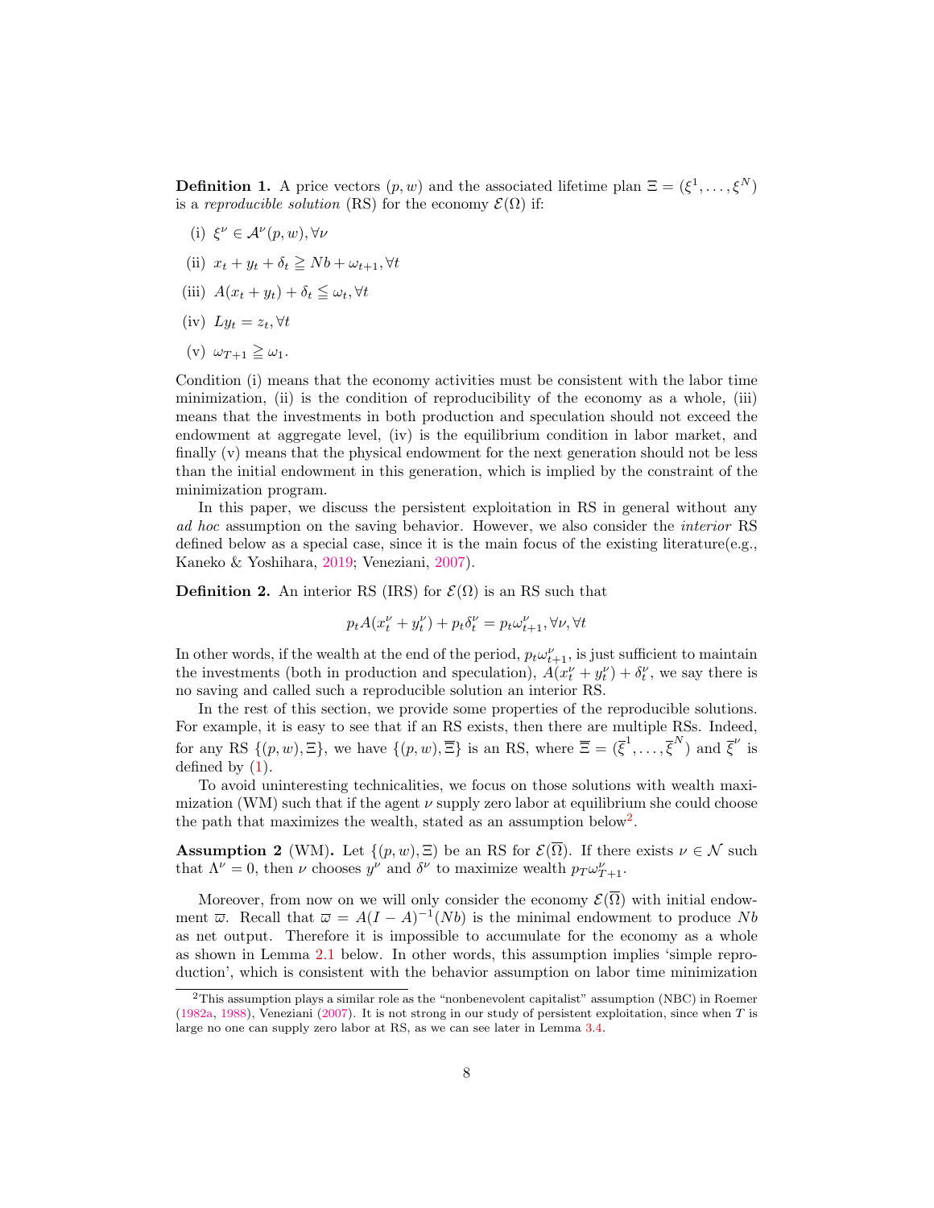**Definition 1.** A price vectors $(p, w)$ and the associated lifetime plan $\Xi = (\xi^1, \ldots, \xi^N)$ is a *reproducible solution* (RS) for the economy $\mathcal{E}(\Omega)$ if:

(i) $\xi^\nu \in \mathcal{A}^\nu(p, w), \forall \nu$

(ii) $x_t + y_t + \delta_t \geqq Nb + \omega_{t+1}, \forall t$

(iii) $A(x_t + y_t) + \delta_t \leqq \omega_t, \forall t$

(iv) $Ly_t = z_t, \forall t$

(v) $\omega_{T+1} \geqq \omega_1$.

Condition (i) means that the economy activities must be consistent with the labor time minimization, (ii) is the condition of reproducibility of the economy as a whole, (iii) means that the investments in both production and speculation should not exceed the endowment at aggregate level, (iv) is the equilibrium condition in labor market, and finally (v) means that the physical endowment for the next generation should not be less than the initial endowment in this generation, which is implied by the constraint of the minimization program.

In this paper, we discuss the persistent exploitation in RS in general without any *ad hoc* assumption on the saving behavior. However, we also consider the *interior* RS defined below as a special case, since it is the main focus of the existing literature(e.g., Kaneko & Yoshihara, 2019; Veneziani, 2007).

**Definition 2.** An interior RS (IRS) for $\mathcal{E}(\Omega)$ is an RS such that

$$p_t A(x_t^\nu + y_t^\nu) + p_t \delta_t^\nu = p_t \omega_{t+1}^\nu, \forall \nu, \forall t$$

In other words, if the wealth at the end of the period, $p_t \omega_{t+1}^\nu$, is just sufficient to maintain the investments (both in production and speculation), $A(x_t^\nu + y_t^\nu) + \delta_t^\nu$, we say there is no saving and called such a reproducible solution an interior RS.

In the rest of this section, we provide some properties of the reproducible solutions. For example, it is easy to see that if an RS exists, then there are multiple RSs. Indeed, for any RS $\{(p, w), \Xi\}$, we have $\{(p, w), \overline{\Xi}\}$ is an RS, where $\overline{\Xi} = (\overline{\xi}^1, \ldots, \overline{\xi}^N)$ and $\overline{\xi}^\nu$ is defined by (1).

To avoid uninteresting technicalities, we focus on those solutions with wealth maximization (WM) such that if the agent $\nu$ supply zero labor at equilibrium she could choose the path that maximizes the wealth, stated as an assumption below[2].

**Assumption 2** (WM)**.** Let $\{(p, w), \Xi\}$ be an RS for $\mathcal{E}(\overline{\Omega})$. If there exists $\nu \in \mathcal{N}$ such that $\Lambda^\nu = 0$, then $\nu$ chooses $y^\nu$ and $\delta^\nu$ to maximize wealth $p_T \omega_{T+1}^\nu$.

Moreover, from now on we will only consider the economy $\mathcal{E}(\overline{\Omega})$ with initial endowment $\varpi$. Recall that $\varpi = A(I - A)^{-1}(Nb)$ is the minimal endowment to produce $Nb$ as net output. Therefore it is impossible to accumulate for the economy as a whole as shown in Lemma 2.1 below. In other words, this assumption implies 'simple reproduction', which is consistent with the behavior assumption on labor time minimization

[2] This assumption plays a similar role as the "nonbenevolent capitalist" assumption (NBC) in Roemer (1982a, 1988), Veneziani (2007). It is not strong in our study of persistent exploitation, since when $T$ is large no one can supply zero labor at RS, as we can see later in Lemma 3.4.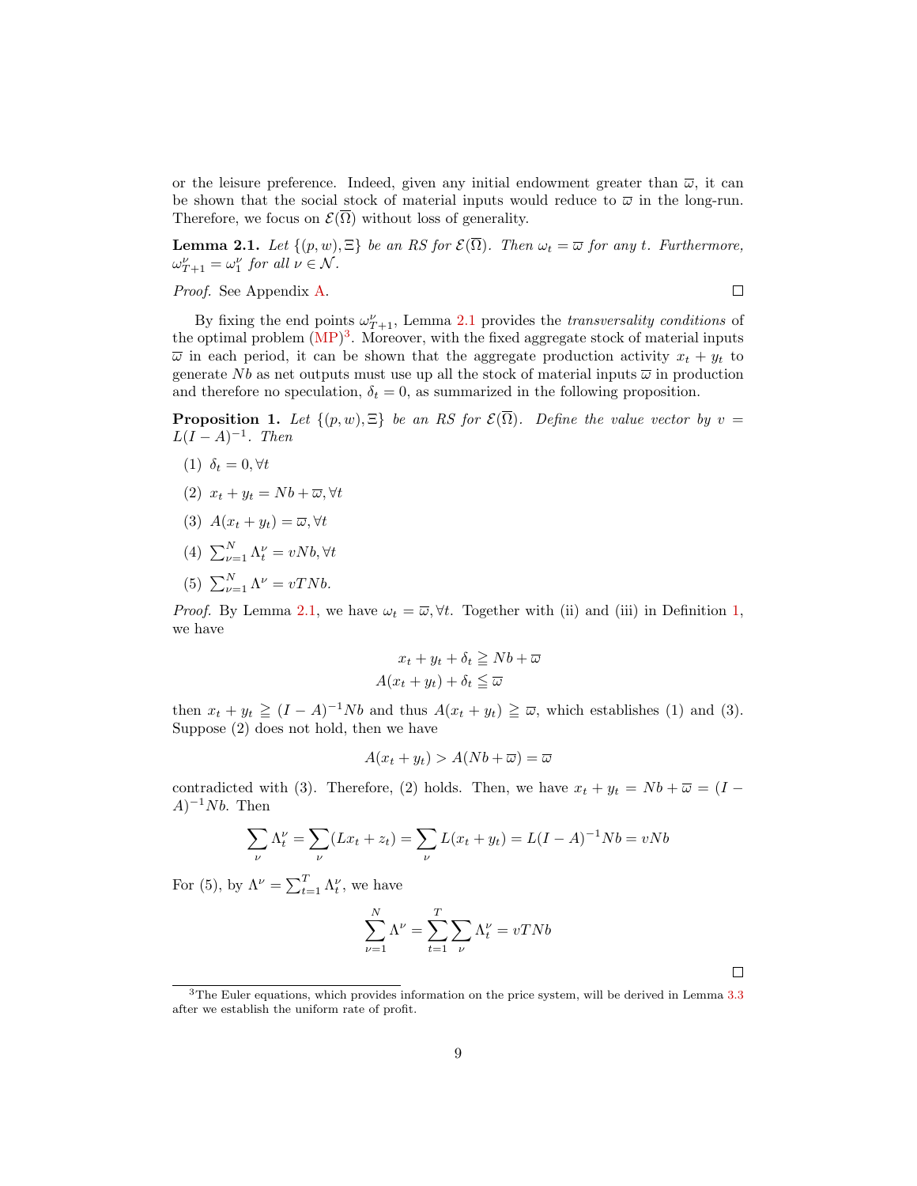or the leisure preference. Indeed, given any initial endowment greater than $\overline{\omega}$, it can be shown that the social stock of material inputs would reduce to $\overline{\omega}$ in the long-run. Therefore, we focus on $\mathcal{E}(\overline{\Omega})$ without loss of generality.

**Lemma 2.1.** *Let $\{(p,w),\Xi\}$ be an RS for $\mathcal{E}(\overline{\Omega})$. Then $\omega_t = \overline{\omega}$ for any $t$. Furthermore, $\omega^{\nu}_{T+1} = \omega^{\nu}_1$ for all $\nu \in \mathcal{N}$.*

*Proof.* See Appendix A. □

By fixing the end points $\omega^{\nu}_{T+1}$, Lemma 2.1 provides the *transversality conditions* of the optimal problem (MP)[3]. Moreover, with the fixed aggregate stock of material inputs $\overline{\omega}$ in each period, it can be shown that the aggregate production activity $x_t + y_t$ to generate $Nb$ as net outputs must use up all the stock of material inputs $\overline{\omega}$ in production and therefore no speculation, $\delta_t = 0$, as summarized in the following proposition.

**Proposition 1.** *Let $\{(p,w),\Xi\}$ be an RS for $\mathcal{E}(\overline{\Omega})$. Define the value vector by $v = L(I-A)^{-1}$. Then*

(1) $\delta_t = 0, \forall t$

(2) $x_t + y_t = Nb + \overline{\omega}, \forall t$

(3) $A(x_t + y_t) = \overline{\omega}, \forall t$

(4) $\sum_{\nu=1}^{N} \Lambda^{\nu}_t = vNb, \forall t$

(5) $\sum_{\nu=1}^{N} \Lambda^{\nu} = vTNb.$

*Proof.* By Lemma 2.1, we have $\omega_t = \overline{\omega}, \forall t$. Together with (ii) and (iii) in Definition 1, we have

$$x_t + y_t + \delta_t \geqq Nb + \overline{\omega}$$
$$A(x_t + y_t) + \delta_t \leqq \overline{\omega}$$

then $x_t + y_t \geqq (I-A)^{-1}Nb$ and thus $A(x_t+y_t) \geqq \overline{\omega}$, which establishes (1) and (3). Suppose (2) does not hold, then we have

$$A(x_t + y_t) > A(Nb + \overline{\omega}) = \overline{\omega}$$

contradicted with (3). Therefore, (2) holds. Then, we have $x_t + y_t = Nb + \overline{\omega} = (I-A)^{-1}Nb$. Then

$$\sum_{\nu} \Lambda^{\nu}_t = \sum_{\nu} (Lx_t + z_t) = \sum_{\nu} L(x_t + y_t) = L(I-A)^{-1}Nb = vNb$$

For (5), by $\Lambda^{\nu} = \sum_{t=1}^{T} \Lambda^{\nu}_t$, we have

$$\sum_{\nu=1}^{N} \Lambda^{\nu} = \sum_{t=1}^{T} \sum_{\nu} \Lambda^{\nu}_t = vTNb$$

□

[3] The Euler equations, which provides information on the price system, will be derived in Lemma 3.3 after we establish the uniform rate of profit.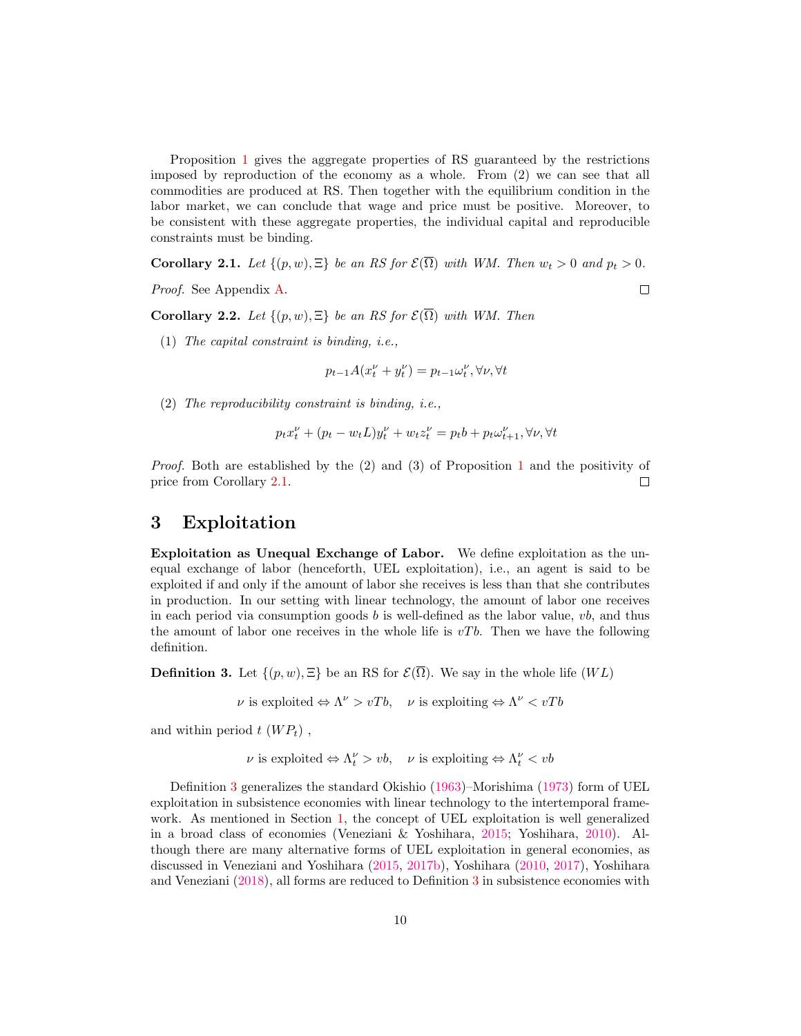Proposition 1 gives the aggregate properties of RS guaranteed by the restrictions imposed by reproduction of the economy as a whole. From (2) we can see that all commodities are produced at RS. Then together with the equilibrium condition in the labor market, we can conclude that wage and price must be positive. Moreover, to be consistent with these aggregate properties, the individual capital and reproducible constraints must be binding.

**Corollary 2.1.** *Let $\{(p, w), \Xi\}$ be an RS for $\mathcal{E}(\overline{\Omega})$ with WM. Then $w_t > 0$ and $p_t > 0$.*

*Proof.* See Appendix A. ∎

**Corollary 2.2.** *Let $\{(p, w), \Xi\}$ be an RS for $\mathcal{E}(\overline{\Omega})$ with WM. Then*

(1) *The capital constraint is binding, i.e.,*

$$p_{t-1}A(x_t^\nu + y_t^\nu) = p_{t-1}\omega_t^\nu, \forall \nu, \forall t$$

(2) *The reproducibility constraint is binding, i.e.,*

$$p_t x_t^\nu + (p_t - w_t L)y_t^\nu + w_t z_t^\nu = p_t b + p_t \omega_{t+1}^\nu, \forall \nu, \forall t$$

*Proof.* Both are established by the (2) and (3) of Proposition 1 and the positivity of price from Corollary 2.1. ∎

# 3 Exploitation

**Exploitation as Unequal Exchange of Labor.** We define exploitation as the unequal exchange of labor (henceforth, UEL exploitation), i.e., an agent is said to be exploited if and only if the amount of labor she receives is less than that she contributes in production. In our setting with linear technology, the amount of labor one receives in each period via consumption goods $b$ is well-defined as the labor value, $vb$, and thus the amount of labor one receives in the whole life is $vTb$. Then we have the following definition.

**Definition 3.** Let $\{(p, w), \Xi\}$ be an RS for $\mathcal{E}(\overline{\Omega})$. We say in the whole life $(WL)$

$$\nu \text{ is exploited} \Leftrightarrow \Lambda^\nu > vTb, \quad \nu \text{ is exploiting} \Leftrightarrow \Lambda^\nu < vTb$$

and within period $t$ $(WP_t)$ ,

$$\nu \text{ is exploited} \Leftrightarrow \Lambda_t^\nu > vb, \quad \nu \text{ is exploiting} \Leftrightarrow \Lambda_t^\nu < vb$$

Definition 3 generalizes the standard Okishio (1963)–Morishima (1973) form of UEL exploitation in subsistence economies with linear technology to the intertemporal framework. As mentioned in Section 1, the concept of UEL exploitation is well generalized in a broad class of economies (Veneziani & Yoshihara, 2015; Yoshihara, 2010). Although there are many alternative forms of UEL exploitation in general economies, as discussed in Veneziani and Yoshihara (2015, 2017b), Yoshihara (2010, 2017), Yoshihara and Veneziani (2018), all forms are reduced to Definition 3 in subsistence economies with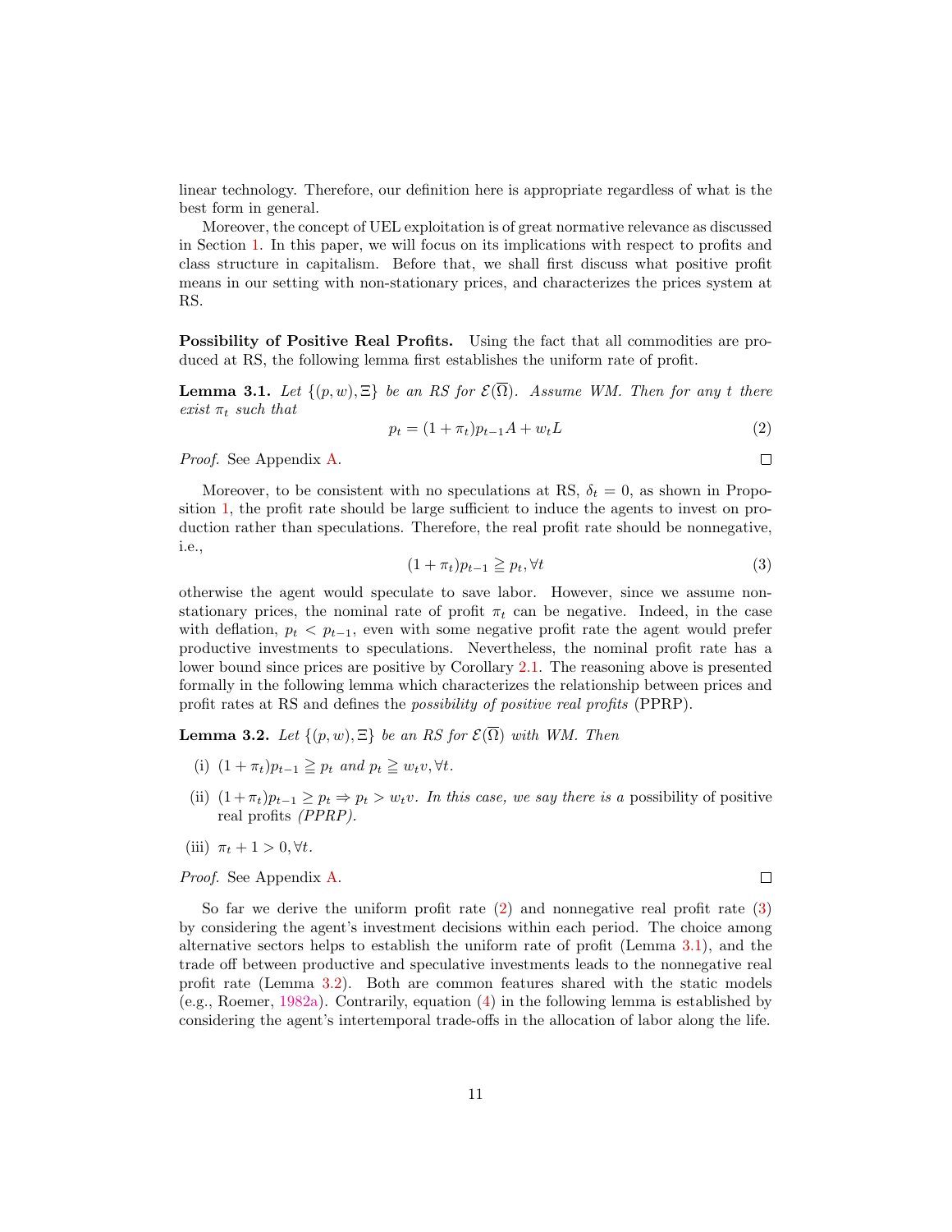linear technology. Therefore, our definition here is appropriate regardless of what is the best form in general.

Moreover, the concept of UEL exploitation is of great normative relevance as discussed in Section 1. In this paper, we will focus on its implications with respect to profits and class structure in capitalism. Before that, we shall first discuss what positive profit means in our setting with non-stationary prices, and characterizes the prices system at RS.

**Possibility of Positive Real Profits.** Using the fact that all commodities are produced at RS, the following lemma first establishes the uniform rate of profit.

**Lemma 3.1.** *Let $\{(p, w), \Xi\}$ be an RS for $\mathcal{E}(\overline{\Omega})$. Assume WM. Then for any $t$ there exist $\pi_t$ such that*

$$p_t = (1 + \pi_t)p_{t-1}A + w_t L \tag{2}$$

*Proof.* See Appendix A. $\square$

Moreover, to be consistent with no speculations at RS, $\delta_t = 0$, as shown in Proposition 1, the profit rate should be large sufficient to induce the agents to invest on production rather than speculations. Therefore, the real profit rate should be nonnegative, i.e.,

$$(1 + \pi_t)p_{t-1} \geqq p_t, \forall t \tag{3}$$

otherwise the agent would speculate to save labor. However, since we assume non-stationary prices, the nominal rate of profit $\pi_t$ can be negative. Indeed, in the case with deflation, $p_t < p_{t-1}$, even with some negative profit rate the agent would prefer productive investments to speculations. Nevertheless, the nominal profit rate has a lower bound since prices are positive by Corollary 2.1. The reasoning above is presented formally in the following lemma which characterizes the relationship between prices and profit rates at RS and defines the *possibility of positive real profits* (PPRP).

**Lemma 3.2.** *Let $\{(p, w), \Xi\}$ be an RS for $\mathcal{E}(\overline{\Omega})$ with WM. Then*

(i) $(1 + \pi_t)p_{t-1} \geqq p_t$ *and* $p_t \geqq w_t v, \forall t$.

(ii) $(1 + \pi_t)p_{t-1} \geq p_t \Rightarrow p_t > w_t v$. *In this case, we say there is a* possibility of positive real profits *(PPRP).*

(iii) $\pi_t + 1 > 0, \forall t$.

*Proof.* See Appendix A. $\square$

So far we derive the uniform profit rate (2) and nonnegative real profit rate (3) by considering the agent's investment decisions within each period. The choice among alternative sectors helps to establish the uniform rate of profit (Lemma 3.1), and the trade off between productive and speculative investments leads to the nonnegative real profit rate (Lemma 3.2). Both are common features shared with the static models (e.g., Roemer, 1982a). Contrarily, equation (4) in the following lemma is established by considering the agent's intertemporal trade-offs in the allocation of labor along the life.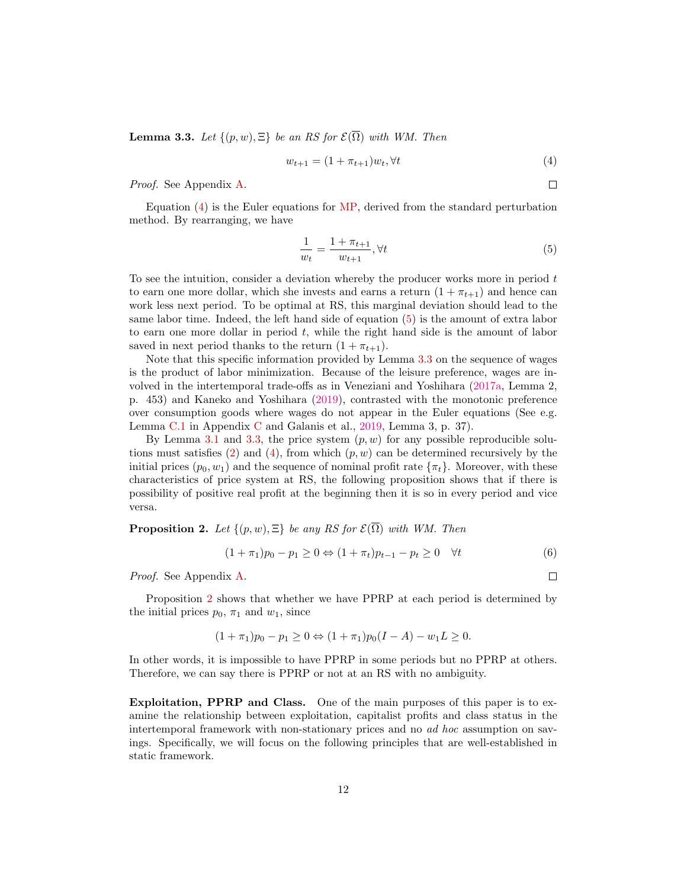**Lemma 3.3.** *Let $\{(p, w), \Xi\}$ be an RS for $\mathcal{E}(\overline{\Omega})$ with WM. Then*

$$w_{t+1} = (1 + \pi_{t+1})w_t, \forall t \tag{4}$$

*Proof.* See Appendix A. $\square$

Equation (4) is the Euler equations for MP, derived from the standard perturbation method. By rearranging, we have

$$\frac{1}{w_t} = \frac{1 + \pi_{t+1}}{w_{t+1}}, \forall t \tag{5}$$

To see the intuition, consider a deviation whereby the producer works more in period $t$ to earn one more dollar, which she invests and earns a return $(1 + \pi_{t+1})$ and hence can work less next period. To be optimal at RS, this marginal deviation should lead to the same labor time. Indeed, the left hand side of equation (5) is the amount of extra labor to earn one more dollar in period $t$, while the right hand side is the amount of labor saved in next period thanks to the return $(1 + \pi_{t+1})$.

Note that this specific information provided by Lemma 3.3 on the sequence of wages is the product of labor minimization. Because of the leisure preference, wages are involved in the intertemporal trade-offs as in Veneziani and Yoshihara (2017a, Lemma 2, p. 453) and Kaneko and Yoshihara (2019), contrasted with the monotonic preference over consumption goods where wages do not appear in the Euler equations (See e.g. Lemma C.1 in Appendix C and Galanis et al., 2019, Lemma 3, p. 37).

By Lemma 3.1 and 3.3, the price system $(p, w)$ for any possible reproducible solutions must satisfies (2) and (4), from which $(p, w)$ can be determined recursively by the initial prices $(p_0, w_1)$ and the sequence of nominal profit rate $\{\pi_t\}$. Moreover, with these characteristics of price system at RS, the following proposition shows that if there is possibility of positive real profit at the beginning then it is so in every period and vice versa.

**Proposition 2.** *Let $\{(p, w), \Xi\}$ be any RS for $\mathcal{E}(\overline{\Omega})$ with WM. Then*

$$(1 + \pi_1)p_0 - p_1 \geq 0 \Leftrightarrow (1 + \pi_t)p_{t-1} - p_t \geq 0 \quad \forall t \tag{6}$$

*Proof.* See Appendix A. $\square$

Proposition 2 shows that whether we have PPRP at each period is determined by the initial prices $p_0$, $\pi_1$ and $w_1$, since

$$(1 + \pi_1)p_0 - p_1 \geq 0 \Leftrightarrow (1 + \pi_1)p_0(I - A) - w_1 L \geq 0.$$

In other words, it is impossible to have PPRP in some periods but no PPRP at others. Therefore, we can say there is PPRP or not at an RS with no ambiguity.

**Exploitation, PPRP and Class.** One of the main purposes of this paper is to examine the relationship between exploitation, capitalist profits and class status in the intertemporal framework with non-stationary prices and no *ad hoc* assumption on savings. Specifically, we will focus on the following principles that are well-established in static framework.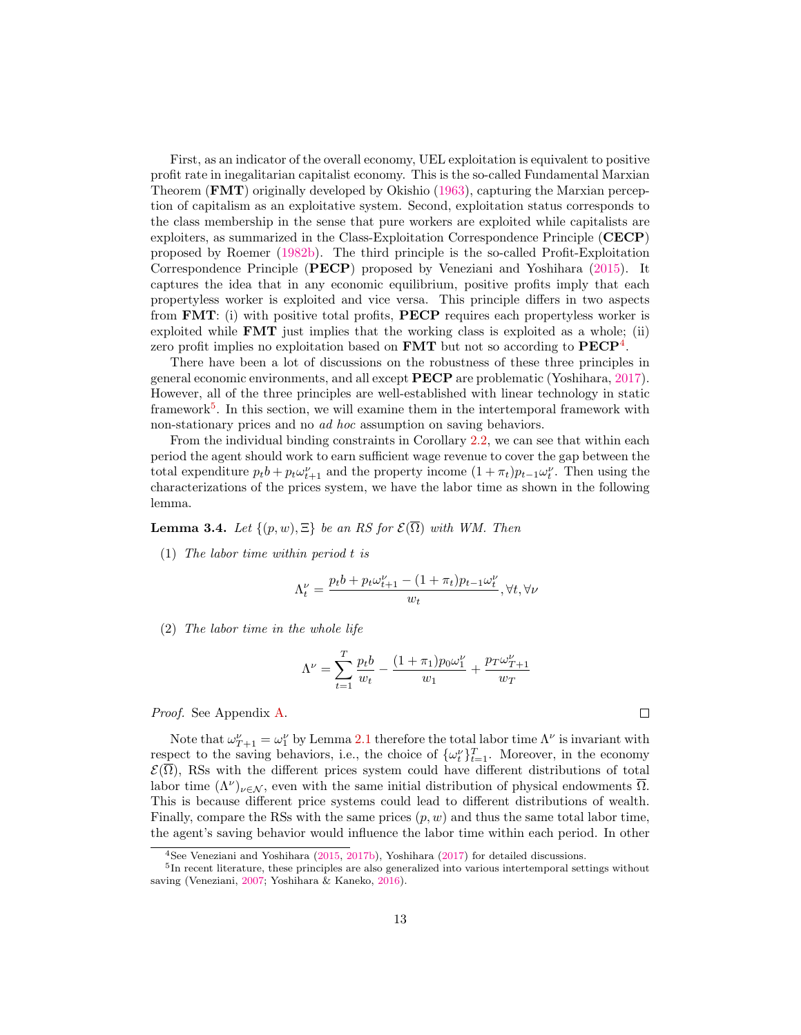First, as an indicator of the overall economy, UEL exploitation is equivalent to positive profit rate in inegalitarian capitalist economy. This is the so-called Fundamental Marxian Theorem (**FMT**) originally developed by Okishio (1963), capturing the Marxian perception of capitalism as an exploitative system. Second, exploitation status corresponds to the class membership in the sense that pure workers are exploited while capitalists are exploiters, as summarized in the Class-Exploitation Correspondence Principle (**CECP**) proposed by Roemer (1982b). The third principle is the so-called Profit-Exploitation Correspondence Principle (**PECP**) proposed by Veneziani and Yoshihara (2015). It captures the idea that in any economic equilibrium, positive profits imply that each propertyless worker is exploited and vice versa. This principle differs in two aspects from **FMT**: (i) with positive total profits, **PECP** requires each propertyless worker is exploited while **FMT** just implies that the working class is exploited as a whole; (ii) zero profit implies no exploitation based on **FMT** but not so according to **PECP**[4].

There have been a lot of discussions on the robustness of these three principles in general economic environments, and all except **PECP** are problematic (Yoshihara, 2017). However, all of the three principles are well-established with linear technology in static framework[5]. In this section, we will examine them in the intertemporal framework with non-stationary prices and no *ad hoc* assumption on saving behaviors.

From the individual binding constraints in Corollary 2.2, we can see that within each period the agent should work to earn sufficient wage revenue to cover the gap between the total expenditure $p_t b + p_t \omega_{t+1}^{\nu}$ and the property income $(1+\pi_t)p_{t-1}\omega_t^{\nu}$. Then using the characterizations of the prices system, we have the labor time as shown in the following lemma.

**Lemma 3.4.** *Let $\{(p,w),\Xi\}$ be an RS for $\mathcal{E}(\overline{\Omega})$ with WM. Then*

(1) *The labor time within period $t$ is*

$$\Lambda_t^{\nu} = \frac{p_t b + p_t \omega_{t+1}^{\nu} - (1+\pi_t)p_{t-1}\omega_t^{\nu}}{w_t}, \forall t, \forall \nu$$

(2) *The labor time in the whole life*

$$\Lambda^{\nu} = \sum_{t=1}^{T} \frac{p_t b}{w_t} - \frac{(1+\pi_1)p_0\omega_1^{\nu}}{w_1} + \frac{p_T \omega_{T+1}^{\nu}}{w_T}$$

*Proof.* See Appendix A. ∎

Note that $\omega_{T+1}^{\nu} = \omega_1^{\nu}$ by Lemma 2.1 therefore the total labor time $\Lambda^{\nu}$ is invariant with respect to the saving behaviors, i.e., the choice of $\{\omega_t^{\nu}\}_{t=1}^{T}$. Moreover, in the economy $\mathcal{E}(\overline{\Omega})$, RSs with the different prices system could have different distributions of total labor time $(\Lambda^{\nu})_{\nu\in\mathcal{N}}$, even with the same initial distribution of physical endowments $\overline{\Omega}$. This is because different price systems could lead to different distributions of wealth. Finally, compare the RSs with the same prices $(p,w)$ and thus the same total labor time, the agent's saving behavior would influence the labor time within each period. In other

---

[4] See Veneziani and Yoshihara (2015, 2017b), Yoshihara (2017) for detailed discussions.

[5] In recent literature, these principles are also generalized into various intertemporal settings without saving (Veneziani, 2007; Yoshihara & Kaneko, 2016).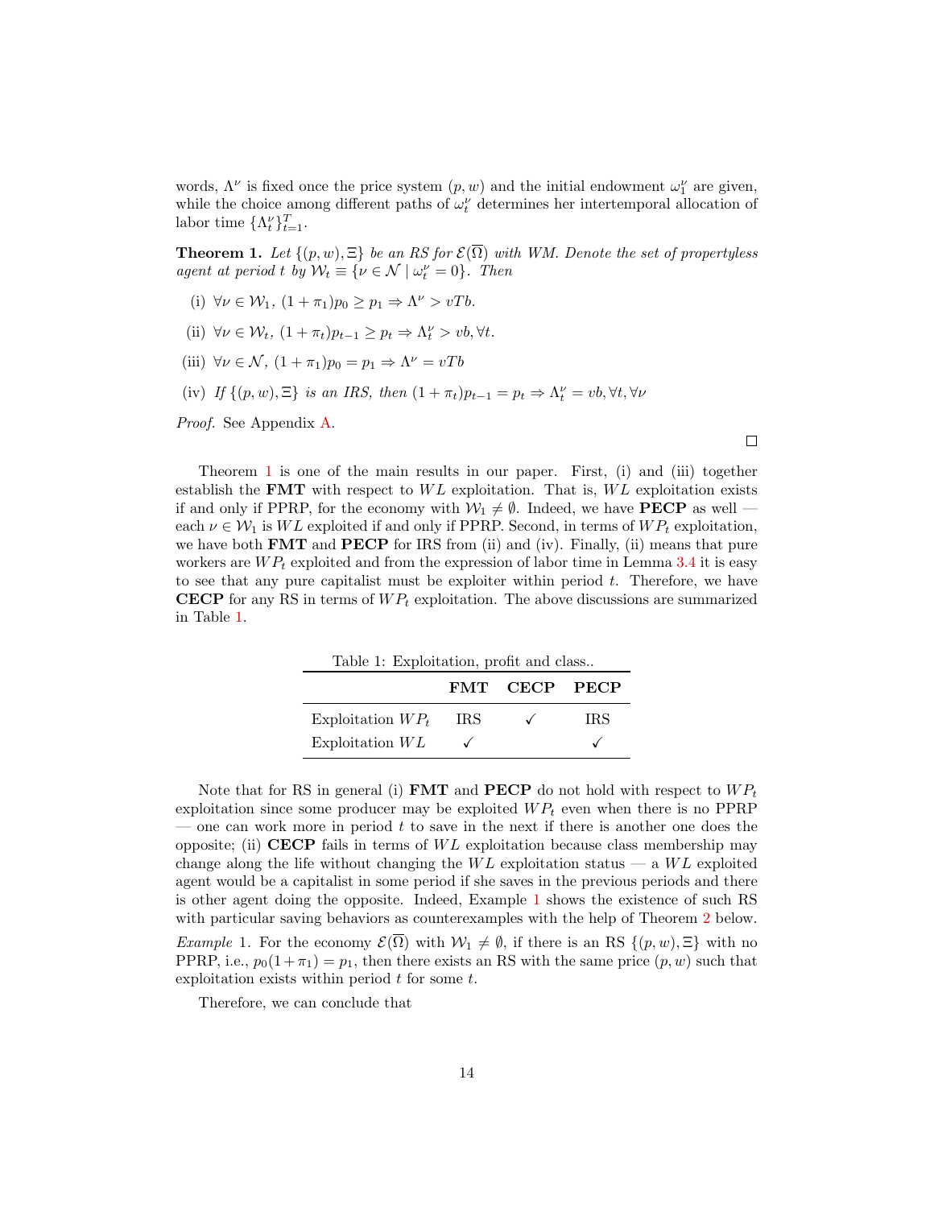words, $\Lambda^\nu$ is fixed once the price system $(p, w)$ and the initial endowment $\omega_1^\nu$ are given, while the choice among different paths of $\omega_t^\nu$ determines her intertemporal allocation of labor time $\{\Lambda_t^\nu\}_{t=1}^T$.

**Theorem 1.** *Let $\{(p, w), \Xi\}$ be an RS for $\mathcal{E}(\overline{\Omega})$ with WM. Denote the set of propertyless agent at period $t$ by $\mathcal{W}_t \equiv \{\nu \in \mathcal{N} \mid \omega_t^\nu = 0\}$. Then*

(i) $\forall \nu \in \mathcal{W}_1$, $(1+\pi_1)p_0 \geq p_1 \Rightarrow \Lambda^\nu > vTb$.

(ii) $\forall \nu \in \mathcal{W}_t$, $(1+\pi_t)p_{t-1} \geq p_t \Rightarrow \Lambda_t^\nu > vb, \forall t$.

(iii) $\forall \nu \in \mathcal{N}$, $(1+\pi_1)p_0 = p_1 \Rightarrow \Lambda^\nu = vTb$

(iv) *If $\{(p, w), \Xi\}$ is an IRS, then* $(1+\pi_t)p_{t-1} = p_t \Rightarrow \Lambda_t^\nu = vb, \forall t, \forall \nu$

*Proof.* See Appendix A. □

Theorem 1 is one of the main results in our paper. First, (i) and (iii) together establish the **FMT** with respect to $WL$ exploitation. That is, $WL$ exploitation exists if and only if PPRP, for the economy with $\mathcal{W}_1 \neq \emptyset$. Indeed, we have **PECP** as well — each $\nu \in \mathcal{W}_1$ is $WL$ exploited if and only if PPRP. Second, in terms of $WP_t$ exploitation, we have both **FMT** and **PECP** for IRS from (ii) and (iv). Finally, (ii) means that pure workers are $WP_t$ exploited and from the expression of labor time in Lemma 3.4 it is easy to see that any pure capitalist must be exploiter within period $t$. Therefore, we have **CECP** for any RS in terms of $WP_t$ exploitation. The above discussions are summarized in Table 1.

Table 1: Exploitation, profit and class..

| | **FMT** | **CECP** | **PECP** |
|---|---|---|---|
| Exploitation $WP_t$ | IRS | ✓ | IRS |
| Exploitation $WL$ | ✓ | | ✓ |

Note that for RS in general (i) **FMT** and **PECP** do not hold with respect to $WP_t$ exploitation since some producer may be exploited $WP_t$ even when there is no PPRP — one can work more in period $t$ to save in the next if there is another one does the opposite; (ii) **CECP** fails in terms of $WL$ exploitation because class membership may change along the life without changing the $WL$ exploitation status — a $WL$ exploited agent would be a capitalist in some period if she saves in the previous periods and there is other agent doing the opposite. Indeed, Example 1 shows the existence of such RS with particular saving behaviors as counterexamples with the help of Theorem 2 below.

*Example* 1. For the economy $\mathcal{E}(\overline{\Omega})$ with $\mathcal{W}_1 \neq \emptyset$, if there is an RS $\{(p, w), \Xi\}$ with no PPRP, i.e., $p_0(1+\pi_1) = p_1$, then there exists an RS with the same price $(p, w)$ such that exploitation exists within period $t$ for some $t$.

Therefore, we can conclude that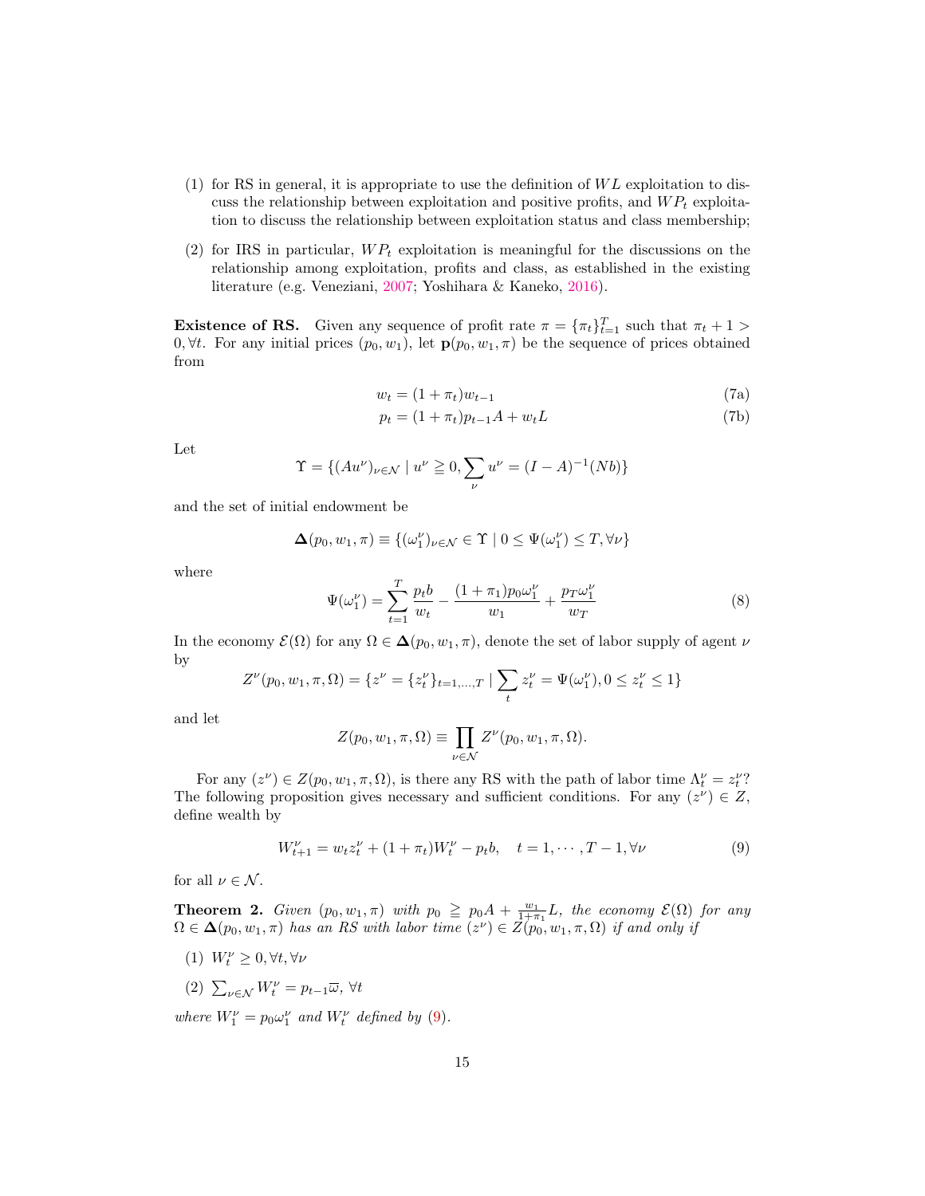(1) for RS in general, it is appropriate to use the definition of $WL$ exploitation to discuss the relationship between exploitation and positive profits, and $WP_t$ exploitation to discuss the relationship between exploitation status and class membership;

(2) for IRS in particular, $WP_t$ exploitation is meaningful for the discussions on the relationship among exploitation, profits and class, as established in the existing literature (e.g. Veneziani, 2007; Yoshihara & Kaneko, 2016).

**Existence of RS.** Given any sequence of profit rate $\pi = \{\pi_t\}_{t=1}^{T}$ such that $\pi_t + 1 > 0, \forall t$. For any initial prices $(p_0, w_1)$, let $\mathbf{p}(p_0, w_1, \pi)$ be the sequence of prices obtained from

$$w_t = (1 + \pi_t)w_{t-1} \tag{7a}$$

$$p_t = (1 + \pi_t)p_{t-1}A + w_t L \tag{7b}$$

Let

$$\Upsilon = \{(Au^\nu)_{\nu \in \mathcal{N}} \mid u^\nu \geqq 0, \sum_\nu u^\nu = (I - A)^{-1}(Nb)\}$$

and the set of initial endowment be

$$\mathbf{\Delta}(p_0, w_1, \pi) \equiv \{(\omega_1^\nu)_{\nu \in \mathcal{N}} \in \Upsilon \mid 0 \leq \Psi(\omega_1^\nu) \leq T, \forall \nu\}$$

where

$$\Psi(\omega_1^\nu) = \sum_{t=1}^{T} \frac{p_t b}{w_t} - \frac{(1 + \pi_1)p_0 \omega_1^\nu}{w_1} + \frac{p_T \omega_1^\nu}{w_T} \tag{8}$$

In the economy $\mathcal{E}(\Omega)$ for any $\Omega \in \mathbf{\Delta}(p_0, w_1, \pi)$, denote the set of labor supply of agent $\nu$ by

$$Z^\nu(p_0, w_1, \pi, \Omega) = \{z^\nu = \{z_t^\nu\}_{t=1,\ldots,T} \mid \sum_t z_t^\nu = \Psi(\omega_1^\nu), 0 \leq z_t^\nu \leq 1\}$$

and let

$$Z(p_0, w_1, \pi, \Omega) \equiv \prod_{\nu \in \mathcal{N}} Z^\nu(p_0, w_1, \pi, \Omega).$$

For any $(z^\nu) \in Z(p_0, w_1, \pi, \Omega)$, is there any RS with the path of labor time $\Lambda_t^\nu = z_t^\nu$? The following proposition gives necessary and sufficient conditions. For any $(z^\nu) \in Z$, define wealth by

$$W_{t+1}^\nu = w_t z_t^\nu + (1 + \pi_t)W_t^\nu - p_t b, \quad t = 1, \cdots, T-1, \forall \nu \tag{9}$$

for all $\nu \in \mathcal{N}$.

**Theorem 2.** *Given $(p_0, w_1, \pi)$ with $p_0 \geqq p_0 A + \frac{w_1}{1+\pi_1} L$, the economy $\mathcal{E}(\Omega)$ for any $\Omega \in \mathbf{\Delta}(p_0, w_1, \pi)$ has an RS with labor time $(z^\nu) \in Z(p_0, w_1, \pi, \Omega)$ if and only if*

*(1) $W_t^\nu \geq 0, \forall t, \forall \nu$*

*(2) $\sum_{\nu \in \mathcal{N}} W_t^\nu = p_{t-1}\overline{\omega}$, $\forall t$*

*where $W_1^\nu = p_0 \omega_1^\nu$ and $W_t^\nu$ defined by (9).*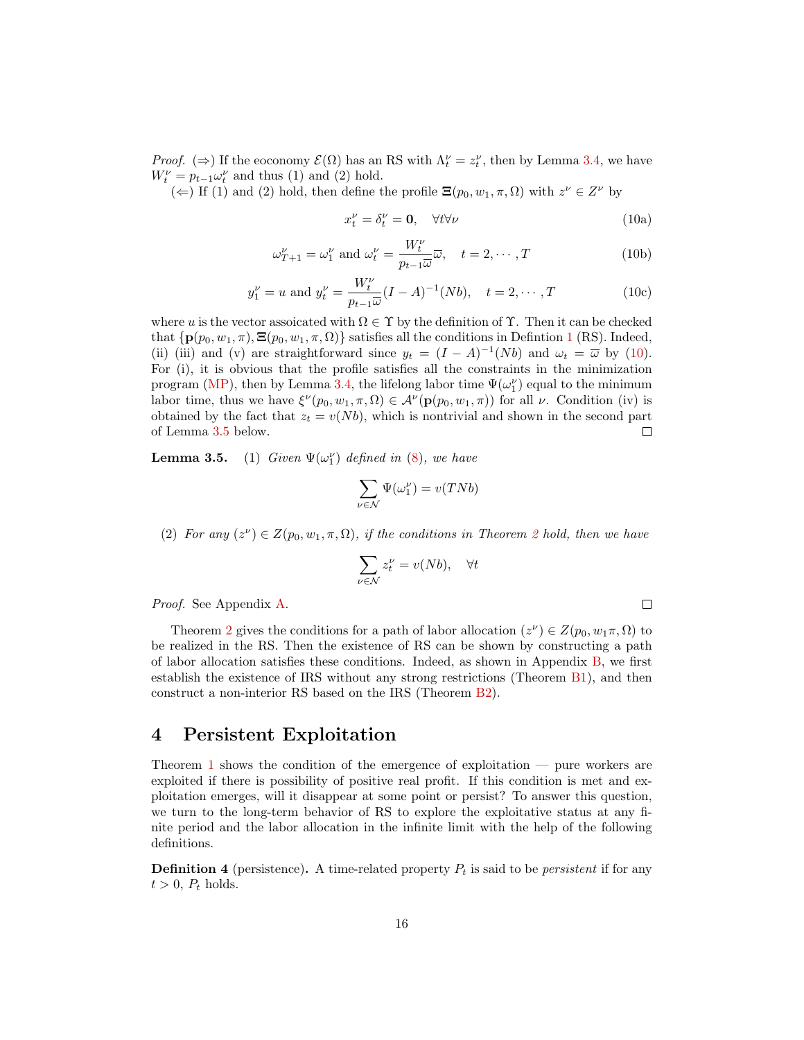*Proof.* (⇒) If the eoconomy $\mathcal{E}(\Omega)$ has an RS with $\Lambda_t^\nu = z_t^\nu$, then by Lemma 3.4, we have $W_t^\nu = p_{t-1}\omega_t^\nu$ and thus (1) and (2) hold.

(⇐) If (1) and (2) hold, then define the profile $\boldsymbol{\Xi}(p_0, w_1, \pi, \Omega)$ with $z^\nu \in Z^\nu$ by

$$x_t^\nu = \delta_t^\nu = \mathbf{0}, \quad \forall t \forall \nu \tag{10a}$$

$$\omega_{T+1}^\nu = \omega_1^\nu \text{ and } \omega_t^\nu = \frac{W_t^\nu}{p_{t-1}\overline{\omega}}\overline{\omega}, \quad t = 2, \cdots, T \tag{10b}$$

$$y_1^\nu = u \text{ and } y_t^\nu = \frac{W_t^\nu}{p_{t-1}\overline{\omega}}(I-A)^{-1}(Nb), \quad t = 2, \cdots, T \tag{10c}$$

where $u$ is the vector assoicated with $\Omega \in \Upsilon$ by the definition of $\Upsilon$. Then it can be checked that $\{\mathbf{p}(p_0, w_1, \pi), \boldsymbol{\Xi}(p_0, w_1, \pi, \Omega)\}$ satisfies all the conditions in Defintion 1 (RS). Indeed, (ii) (iii) and (v) are straightforward since $y_t = (I-A)^{-1}(Nb)$ and $\omega_t = \overline{\omega}$ by (10). For (i), it is obvious that the profile satisfies all the constraints in the minimization program (MP), then by Lemma 3.4, the lifelong labor time $\Psi(\omega_1^\nu)$ equal to the minimum labor time, thus we have $\xi^\nu(p_0, w_1, \pi, \Omega) \in \mathcal{A}^\nu(\mathbf{p}(p_0, w_1, \pi))$ for all $\nu$. Condition (iv) is obtained by the fact that $z_t = v(Nb)$, which is nontrivial and shown in the second part of Lemma 3.5 below. □

**Lemma 3.5.** (1) *Given $\Psi(\omega_1^\nu)$ defined in (8), we have*

$$\sum_{\nu \in \mathcal{N}} \Psi(\omega_1^\nu) = v(TNb)$$

(2) *For any $(z^\nu) \in Z(p_0, w_1, \pi, \Omega)$, if the conditions in Theorem 2 hold, then we have*

$$\sum_{\nu \in \mathcal{N}} z_t^\nu = v(Nb), \quad \forall t$$

*Proof.* See Appendix A. □

Theorem 2 gives the conditions for a path of labor allocation $(z^\nu) \in Z(p_0, w_1\pi, \Omega)$ to be realized in the RS. Then the existence of RS can be shown by constructing a path of labor allocation satisfies these conditions. Indeed, as shown in Appendix B, we first establish the existence of IRS without any strong restrictions (Theorem B1), and then construct a non-interior RS based on the IRS (Theorem B2).

# 4 Persistent Exploitation

Theorem 1 shows the condition of the emergence of exploitation — pure workers are exploited if there is possibility of positive real profit. If this condition is met and exploitation emerges, will it disappear at some point or persist? To answer this question, we turn to the long-term behavior of RS to explore the exploitative status at any finite period and the labor allocation in the infinite limit with the help of the following definitions.

**Definition 4** (persistence)**.** A time-related property $P_t$ is said to be *persistent* if for any $t > 0$, $P_t$ holds.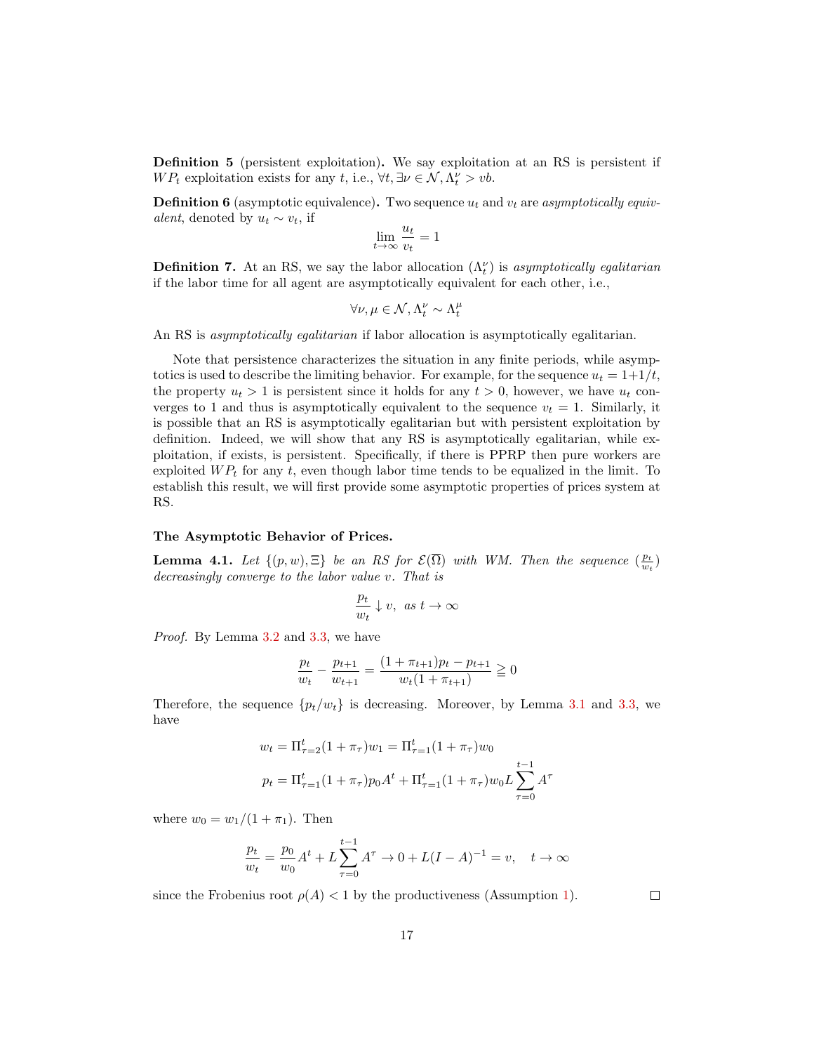**Definition 5** (persistent exploitation)**.** We say exploitation at an RS is persistent if $WP_t$ exploitation exists for any $t$, i.e., $\forall t, \exists \nu \in \mathcal{N}, \Lambda_t^\nu > vb$.

**Definition 6** (asymptotic equivalence)**.** Two sequence $u_t$ and $v_t$ are *asymptotically equivalent*, denoted by $u_t \sim v_t$, if

$$\lim_{t\to\infty} \frac{u_t}{v_t} = 1$$

**Definition 7.** At an RS, we say the labor allocation $(\Lambda_t^\nu)$ is *asymptotically egalitarian* if the labor time for all agent are asymptotically equivalent for each other, i.e.,

$$\forall \nu, \mu \in \mathcal{N}, \Lambda_t^\nu \sim \Lambda_t^\mu$$

An RS is *asymptotically egalitarian* if labor allocation is asymptotically egalitarian.

Note that persistence characterizes the situation in any finite periods, while asymptotics is used to describe the limiting behavior. For example, for the sequence $u_t = 1+1/t$, the property $u_t > 1$ is persistent since it holds for any $t > 0$, however, we have $u_t$ converges to 1 and thus is asymptotically equivalent to the sequence $v_t = 1$. Similarly, it is possible that an RS is asymptotically egalitarian but with persistent exploitation by definition. Indeed, we will show that any RS is asymptotically egalitarian, while exploitation, if exists, is persistent. Specifically, if there is PPRP then pure workers are exploited $WP_t$ for any $t$, even though labor time tends to be equalized in the limit. To establish this result, we will first provide some asymptotic properties of prices system at RS.

**The Asymptotic Behavior of Prices.**

**Lemma 4.1.** *Let $\{(p, w), \Xi\}$ be an RS for $\mathcal{E}(\overline{\Omega})$ with WM. Then the sequence $(\frac{p_t}{w_t})$ decreasingly converge to the labor value $v$. That is*

$$\frac{p_t}{w_t} \downarrow v, \text{ as } t \to \infty$$

*Proof.* By Lemma 3.2 and 3.3, we have

$$\frac{p_t}{w_t} - \frac{p_{t+1}}{w_{t+1}} = \frac{(1+\pi_{t+1})p_t - p_{t+1}}{w_t(1+\pi_{t+1})} \geqq 0$$

Therefore, the sequence $\{p_t/w_t\}$ is decreasing. Moreover, by Lemma 3.1 and 3.3, we have

$$w_t = \Pi_{\tau=2}^t (1+\pi_\tau) w_1 = \Pi_{\tau=1}^t (1+\pi_\tau) w_0$$

$$p_t = \Pi_{\tau=1}^t (1+\pi_\tau) p_0 A^t + \Pi_{\tau=1}^t (1+\pi_\tau) w_0 L \sum_{\tau=0}^{t-1} A^\tau$$

where $w_0 = w_1/(1+\pi_1)$. Then

$$\frac{p_t}{w_t} = \frac{p_0}{w_0} A^t + L \sum_{\tau=0}^{t-1} A^\tau \to 0 + L(I-A)^{-1} = v, \quad t \to \infty$$

since the Frobenius root $\rho(A) < 1$ by the productiveness (Assumption 1). $\square$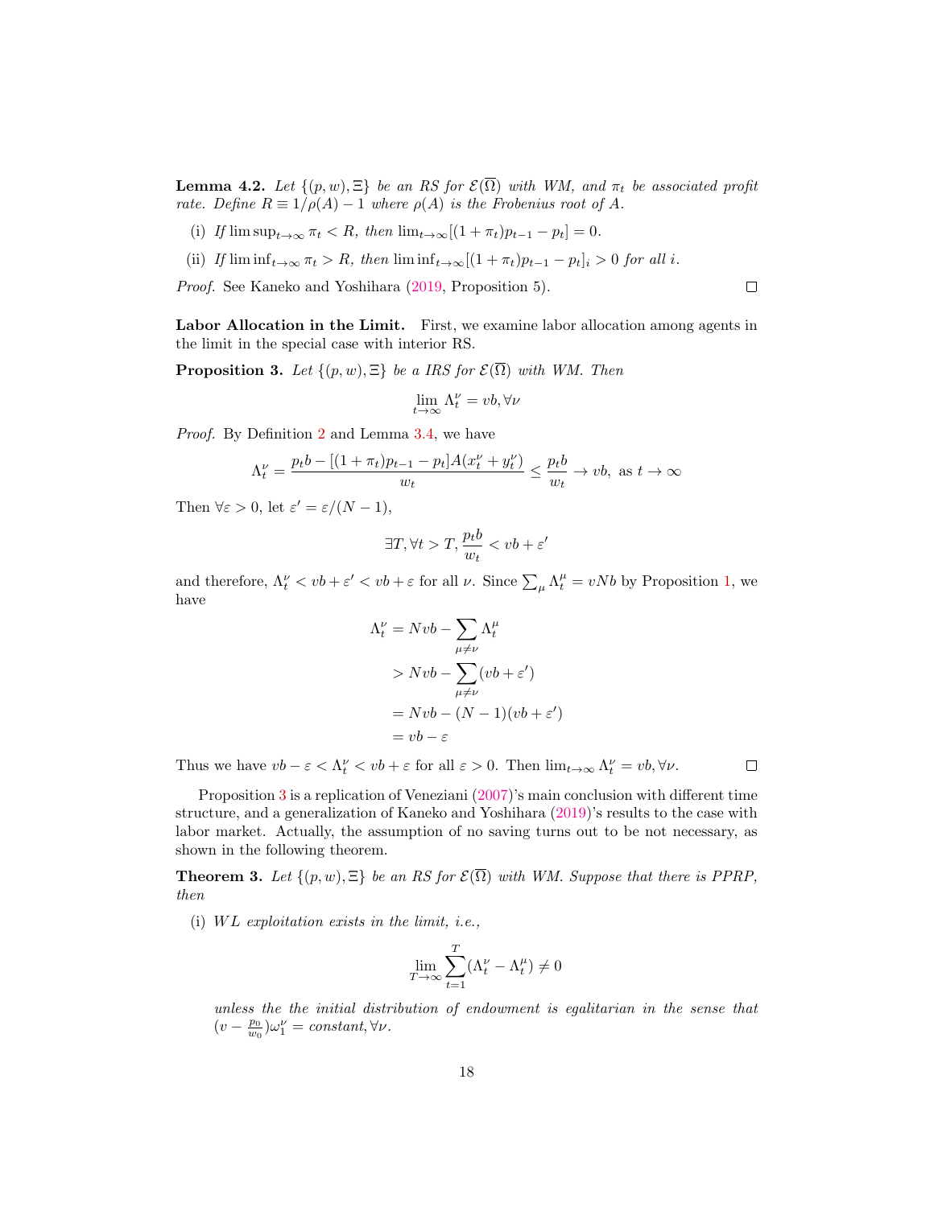**Lemma 4.2.** *Let $\{(p, w), \Xi\}$ be an RS for $\mathcal{E}(\overline{\Omega})$ with WM, and $\pi_t$ be associated profit rate. Define $R \equiv 1/\rho(A) - 1$ where $\rho(A)$ is the Frobenius root of $A$.*

(i) *If $\limsup_{t\to\infty} \pi_t < R$, then $\lim_{t\to\infty}[(1+\pi_t)p_{t-1} - p_t] = 0$.*

(ii) *If $\liminf_{t\to\infty} \pi_t > R$, then $\liminf_{t\to\infty}[(1+\pi_t)p_{t-1} - p_t]_i > 0$ for all $i$.*

*Proof.* See Kaneko and Yoshihara (2019, Proposition 5). □

**Labor Allocation in the Limit.** First, we examine labor allocation among agents in the limit in the special case with interior RS.

**Proposition 3.** *Let $\{(p, w), \Xi\}$ be a IRS for $\mathcal{E}(\overline{\Omega})$ with WM. Then*

$$\lim_{t\to\infty} \Lambda_t^\nu = vb, \forall \nu$$

*Proof.* By Definition 2 and Lemma 3.4, we have

$$\Lambda_t^\nu = \frac{p_t b - [(1+\pi_t)p_{t-1} - p_t]A(x_t^\nu + y_t^\nu)}{w_t} \leq \frac{p_t b}{w_t} \to vb, \text{ as } t \to \infty$$

Then $\forall \varepsilon > 0$, let $\varepsilon' = \varepsilon/(N-1)$,

$$\exists T, \forall t > T, \frac{p_t b}{w_t} < vb + \varepsilon'$$

and therefore, $\Lambda_t^\nu < vb + \varepsilon' < vb + \varepsilon$ for all $\nu$. Since $\sum_\mu \Lambda_t^\mu = vNb$ by Proposition 1, we have

$$\begin{aligned}
\Lambda_t^\nu &= Nvb - \sum_{\mu \neq \nu} \Lambda_t^\mu \\
&> Nvb - \sum_{\mu \neq \nu} (vb + \varepsilon') \\
&= Nvb - (N-1)(vb + \varepsilon') \\
&= vb - \varepsilon
\end{aligned}$$

Thus we have $vb - \varepsilon < \Lambda_t^\nu < vb + \varepsilon$ for all $\varepsilon > 0$. Then $\lim_{t\to\infty} \Lambda_t^\nu = vb, \forall \nu$. □

Proposition 3 is a replication of Veneziani (2007)'s main conclusion with different time structure, and a generalization of Kaneko and Yoshihara (2019)'s results to the case with labor market. Actually, the assumption of no saving turns out to be not necessary, as shown in the following theorem.

**Theorem 3.** *Let $\{(p, w), \Xi\}$ be an RS for $\mathcal{E}(\overline{\Omega})$ with WM. Suppose that there is PPRP, then*

(i) *$WL$ exploitation exists in the limit, i.e.,*

$$\lim_{T\to\infty} \sum_{t=1}^{T} (\Lambda_t^\nu - \Lambda_t^\mu) \neq 0$$

*unless the the initial distribution of endowment is egalitarian in the sense that $(v - \frac{p_0}{w_0})\omega_1^\nu = constant, \forall \nu$.*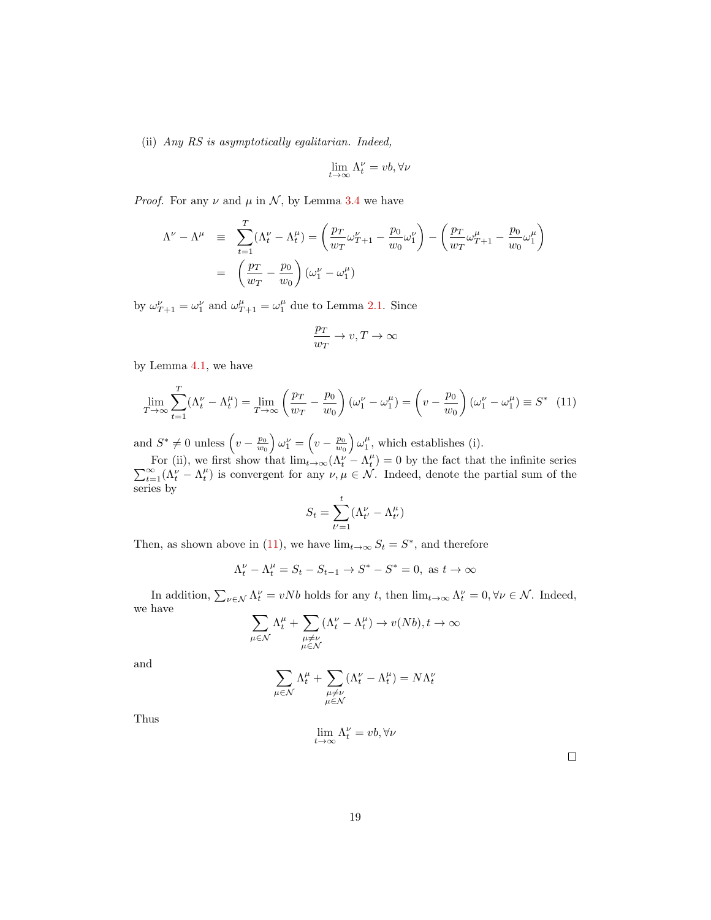(ii) *Any RS is asymptotically egalitarian. Indeed,*

$$\lim_{t\to\infty} \Lambda_t^\nu = vb, \forall \nu$$

*Proof.* For any $\nu$ and $\mu$ in $\mathcal{N}$, by Lemma 3.4 we have

$$\begin{aligned}
\Lambda^\nu - \Lambda^\mu \quad &\equiv \quad \sum_{t=1}^{T} (\Lambda_t^\nu - \Lambda_t^\mu) = \left( \frac{p_T}{w_T} \omega_{T+1}^\nu - \frac{p_0}{w_0} \omega_1^\nu \right) - \left( \frac{p_T}{w_T} \omega_{T+1}^\mu - \frac{p_0}{w_0} \omega_1^\mu \right) \\
&= \quad \left( \frac{p_T}{w_T} - \frac{p_0}{w_0} \right) (\omega_1^\nu - \omega_1^\mu)
\end{aligned}$$

by $\omega_{T+1}^\nu = \omega_1^\nu$ and $\omega_{T+1}^\mu = \omega_1^\mu$ due to Lemma 2.1. Since

$$\frac{p_T}{w_T} \to v, T \to \infty$$

by Lemma 4.1, we have

$$\lim_{T\to\infty} \sum_{t=1}^{T} (\Lambda_t^\nu - \Lambda_t^\mu) = \lim_{T\to\infty} \left( \frac{p_T}{w_T} - \frac{p_0}{w_0} \right) (\omega_1^\nu - \omega_1^\mu) = \left( v - \frac{p_0}{w_0} \right) (\omega_1^\nu - \omega_1^\mu) \equiv S^* \quad (11)$$

and $S^* \neq 0$ unless $\left( v - \frac{p_0}{w_0} \right) \omega_1^\nu = \left( v - \frac{p_0}{w_0} \right) \omega_1^\mu$, which establishes (i).

For (ii), we first show that $\lim_{t\to\infty}(\Lambda_t^\nu - \Lambda_t^\mu) = 0$ by the fact that the infinite series $\sum_{t=1}^{\infty}(\Lambda_t^\nu - \Lambda_t^\mu)$ is convergent for any $\nu, \mu \in \mathcal{N}$. Indeed, denote the partial sum of the series by

$$S_t = \sum_{t'=1}^{t} (\Lambda_{t'}^\nu - \Lambda_{t'}^\mu)$$

Then, as shown above in (11), we have $\lim_{t\to\infty} S_t = S^*$, and therefore

$$\Lambda_t^\nu - \Lambda_t^\mu = S_t - S_{t-1} \to S^* - S^* = 0, \text{ as } t \to \infty$$

In addition, $\sum_{\nu\in\mathcal{N}} \Lambda_t^\nu = vNb$ holds for any $t$, then $\lim_{t\to\infty} \Lambda_t^\nu = 0, \forall \nu \in \mathcal{N}$. Indeed, we have

$$\sum_{\mu\in\mathcal{N}} \Lambda_t^\mu + \sum_{\substack{\mu\neq\nu \\ \mu\in\mathcal{N}}} (\Lambda_t^\nu - \Lambda_t^\mu) \to v(Nb), t \to \infty$$

and

$$\sum_{\mu\in\mathcal{N}} \Lambda_t^\mu + \sum_{\substack{\mu\neq\nu \\ \mu\in\mathcal{N}}} (\Lambda_t^\nu - \Lambda_t^\mu) = N\Lambda_t^\nu$$

Thus

$$\lim_{t\to\infty} \Lambda_t^\nu = vb, \forall \nu$$

□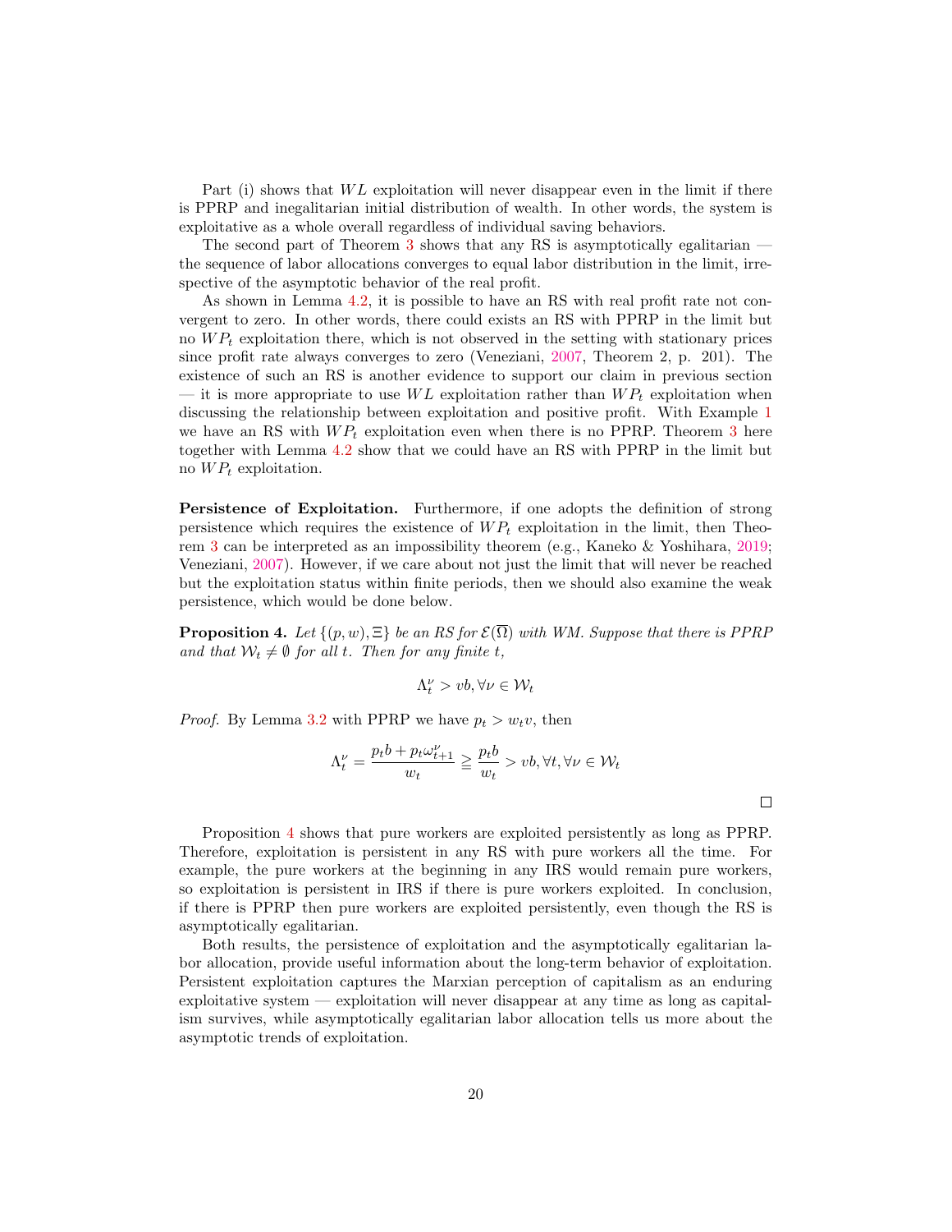Part (i) shows that $WL$ exploitation will never disappear even in the limit if there is PPRP and inegalitarian initial distribution of wealth. In other words, the system is exploitative as a whole overall regardless of individual saving behaviors.

The second part of Theorem 3 shows that any RS is asymptotically egalitarian — the sequence of labor allocations converges to equal labor distribution in the limit, irrespective of the asymptotic behavior of the real profit.

As shown in Lemma 4.2, it is possible to have an RS with real profit rate not convergent to zero. In other words, there could exists an RS with PPRP in the limit but no $WP_t$ exploitation there, which is not observed in the setting with stationary prices since profit rate always converges to zero (Veneziani, 2007, Theorem 2, p. 201). The existence of such an RS is another evidence to support our claim in previous section — it is more appropriate to use $WL$ exploitation rather than $WP_t$ exploitation when discussing the relationship between exploitation and positive profit. With Example 1 we have an RS with $WP_t$ exploitation even when there is no PPRP. Theorem 3 here together with Lemma 4.2 show that we could have an RS with PPRP in the limit but no $WP_t$ exploitation.

**Persistence of Exploitation.** Furthermore, if one adopts the definition of strong persistence which requires the existence of $WP_t$ exploitation in the limit, then Theorem 3 can be interpreted as an impossibility theorem (e.g., Kaneko & Yoshihara, 2019; Veneziani, 2007). However, if we care about not just the limit that will never be reached but the exploitation status within finite periods, then we should also examine the weak persistence, which would be done below.

**Proposition 4.** *Let $\{(p, w), \Xi\}$ be an RS for $\mathcal{E}(\overline{\Omega})$ with WM. Suppose that there is PPRP and that $\mathcal{W}_t \neq \emptyset$ for all $t$. Then for any finite $t$,*

$$\Lambda_t^\nu > vb, \forall \nu \in \mathcal{W}_t$$

*Proof.* By Lemma 3.2 with PPRP we have $p_t > w_t v$, then

$$\Lambda_t^\nu = \frac{p_t b + p_t \omega_{t+1}^\nu}{w_t} \geqq \frac{p_t b}{w_t} > vb, \forall t, \forall \nu \in \mathcal{W}_t$$

□

Proposition 4 shows that pure workers are exploited persistently as long as PPRP. Therefore, exploitation is persistent in any RS with pure workers all the time. For example, the pure workers at the beginning in any IRS would remain pure workers, so exploitation is persistent in IRS if there is pure workers exploited. In conclusion, if there is PPRP then pure workers are exploited persistently, even though the RS is asymptotically egalitarian.

Both results, the persistence of exploitation and the asymptotically egalitarian labor allocation, provide useful information about the long-term behavior of exploitation. Persistent exploitation captures the Marxian perception of capitalism as an enduring exploitative system — exploitation will never disappear at any time as long as capitalism survives, while asymptotically egalitarian labor allocation tells us more about the asymptotic trends of exploitation.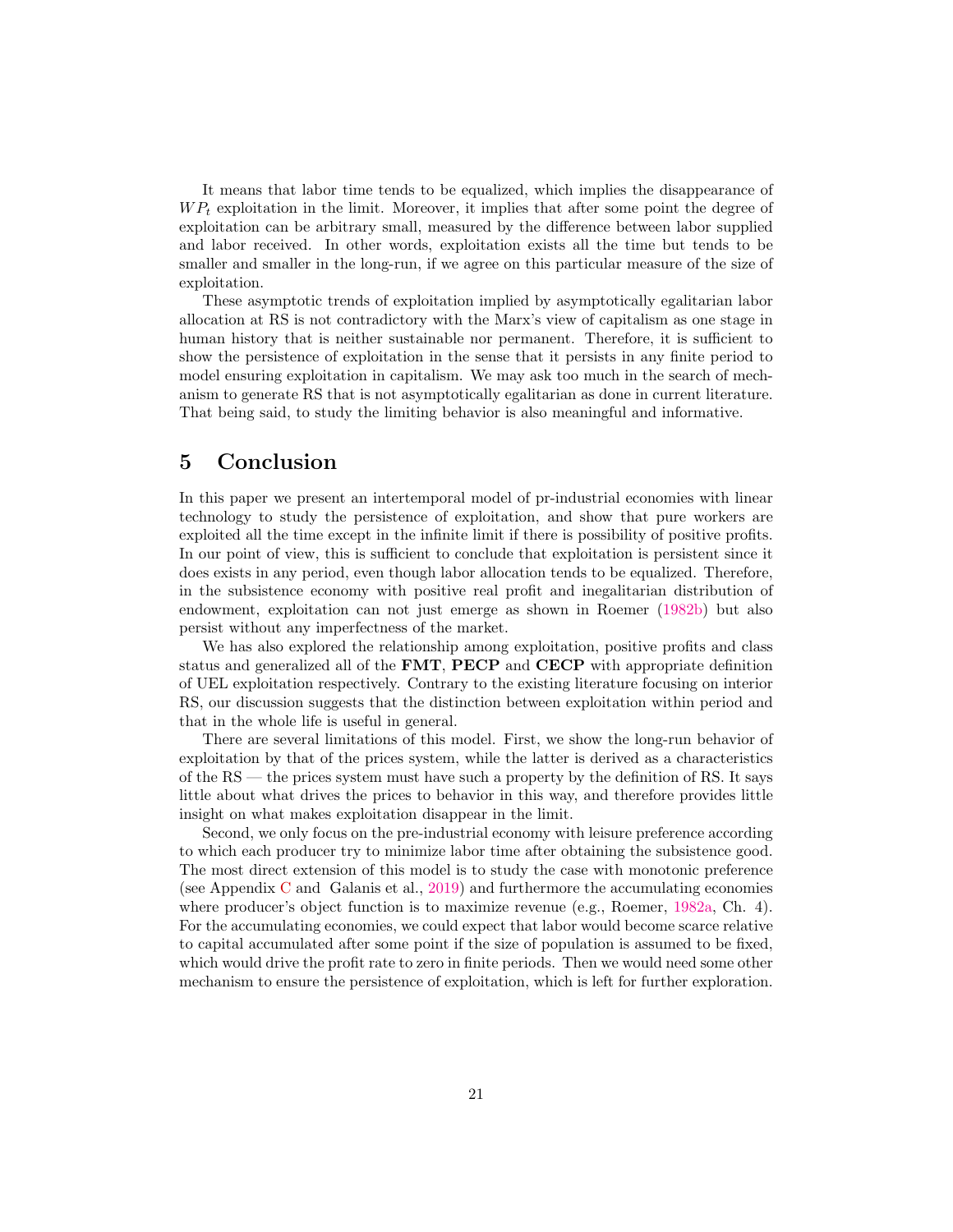It means that labor time tends to be equalized, which implies the disappearance of $WP_t$ exploitation in the limit. Moreover, it implies that after some point the degree of exploitation can be arbitrary small, measured by the difference between labor supplied and labor received. In other words, exploitation exists all the time but tends to be smaller and smaller in the long-run, if we agree on this particular measure of the size of exploitation.

These asymptotic trends of exploitation implied by asymptotically egalitarian labor allocation at RS is not contradictory with the Marx's view of capitalism as one stage in human history that is neither sustainable nor permanent. Therefore, it is sufficient to show the persistence of exploitation in the sense that it persists in any finite period to model ensuring exploitation in capitalism. We may ask too much in the search of mechanism to generate RS that is not asymptotically egalitarian as done in current literature. That being said, to study the limiting behavior is also meaningful and informative.

# 5 Conclusion

In this paper we present an intertemporal model of pr-industrial economies with linear technology to study the persistence of exploitation, and show that pure workers are exploited all the time except in the infinite limit if there is possibility of positive profits. In our point of view, this is sufficient to conclude that exploitation is persistent since it does exists in any period, even though labor allocation tends to be equalized. Therefore, in the subsistence economy with positive real profit and inegalitarian distribution of endowment, exploitation can not just emerge as shown in Roemer (1982b) but also persist without any imperfectness of the market.

We has also explored the relationship among exploitation, positive profits and class status and generalized all of the **FMT**, **PECP** and **CECP** with appropriate definition of UEL exploitation respectively. Contrary to the existing literature focusing on interior RS, our discussion suggests that the distinction between exploitation within period and that in the whole life is useful in general.

There are several limitations of this model. First, we show the long-run behavior of exploitation by that of the prices system, while the latter is derived as a characteristics of the RS — the prices system must have such a property by the definition of RS. It says little about what drives the prices to behavior in this way, and therefore provides little insight on what makes exploitation disappear in the limit.

Second, we only focus on the pre-industrial economy with leisure preference according to which each producer try to minimize labor time after obtaining the subsistence good. The most direct extension of this model is to study the case with monotonic preference (see Appendix C and Galanis et al., 2019) and furthermore the accumulating economies where producer's object function is to maximize revenue (e.g., Roemer, 1982a, Ch. 4). For the accumulating economies, we could expect that labor would become scarce relative to capital accumulated after some point if the size of population is assumed to be fixed, which would drive the profit rate to zero in finite periods. Then we would need some other mechanism to ensure the persistence of exploitation, which is left for further exploration.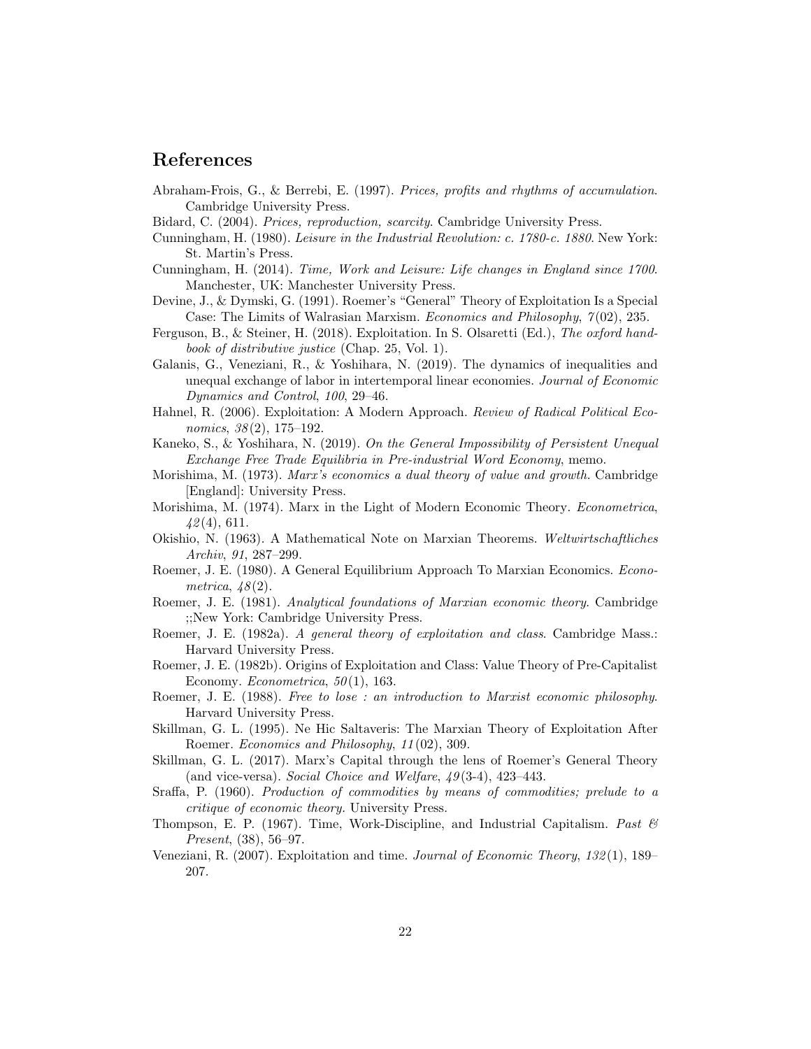# References

Abraham-Frois, G., & Berrebi, E. (1997). *Prices, profits and rhythms of accumulation*. Cambridge University Press.

Bidard, C. (2004). *Prices, reproduction, scarcity*. Cambridge University Press.

Cunningham, H. (1980). *Leisure in the Industrial Revolution: c. 1780-c. 1880*. New York: St. Martin's Press.

Cunningham, H. (2014). *Time, Work and Leisure: Life changes in England since 1700*. Manchester, UK: Manchester University Press.

Devine, J., & Dymski, G. (1991). Roemer's "General" Theory of Exploitation Is a Special Case: The Limits of Walrasian Marxism. *Economics and Philosophy*, *7*(02), 235.

Ferguson, B., & Steiner, H. (2018). Exploitation. In S. Olsaretti (Ed.), *The oxford handbook of distributive justice* (Chap. 25, Vol. 1).

Galanis, G., Veneziani, R., & Yoshihara, N. (2019). The dynamics of inequalities and unequal exchange of labor in intertemporal linear economies. *Journal of Economic Dynamics and Control*, *100*, 29–46.

Hahnel, R. (2006). Exploitation: A Modern Approach. *Review of Radical Political Economics*, *38*(2), 175–192.

Kaneko, S., & Yoshihara, N. (2019). *On the General Impossibility of Persistent Unequal Exchange Free Trade Equilibria in Pre-industrial Word Economy*, memo.

Morishima, M. (1973). *Marx's economics a dual theory of value and growth*. Cambridge [England]: University Press.

Morishima, M. (1974). Marx in the Light of Modern Economic Theory. *Econometrica*, *42*(4), 611.

Okishio, N. (1963). A Mathematical Note on Marxian Theorems. *Weltwirtschaftliches Archiv*, *91*, 287–299.

Roemer, J. E. (1980). A General Equilibrium Approach To Marxian Economics. *Econometrica*, *48*(2).

Roemer, J. E. (1981). *Analytical foundations of Marxian economic theory*. Cambridge ;;New York: Cambridge University Press.

Roemer, J. E. (1982a). *A general theory of exploitation and class*. Cambridge Mass.: Harvard University Press.

Roemer, J. E. (1982b). Origins of Exploitation and Class: Value Theory of Pre-Capitalist Economy. *Econometrica*, *50*(1), 163.

Roemer, J. E. (1988). *Free to lose : an introduction to Marxist economic philosophy*. Harvard University Press.

Skillman, G. L. (1995). Ne Hic Saltaveris: The Marxian Theory of Exploitation After Roemer. *Economics and Philosophy*, *11*(02), 309.

Skillman, G. L. (2017). Marx's Capital through the lens of Roemer's General Theory (and vice-versa). *Social Choice and Welfare*, *49*(3-4), 423–443.

Sraffa, P. (1960). *Production of commodities by means of commodities; prelude to a critique of economic theory.* University Press.

Thompson, E. P. (1967). Time, Work-Discipline, and Industrial Capitalism. *Past & Present*, (38), 56–97.

Veneziani, R. (2007). Exploitation and time. *Journal of Economic Theory*, *132*(1), 189–207.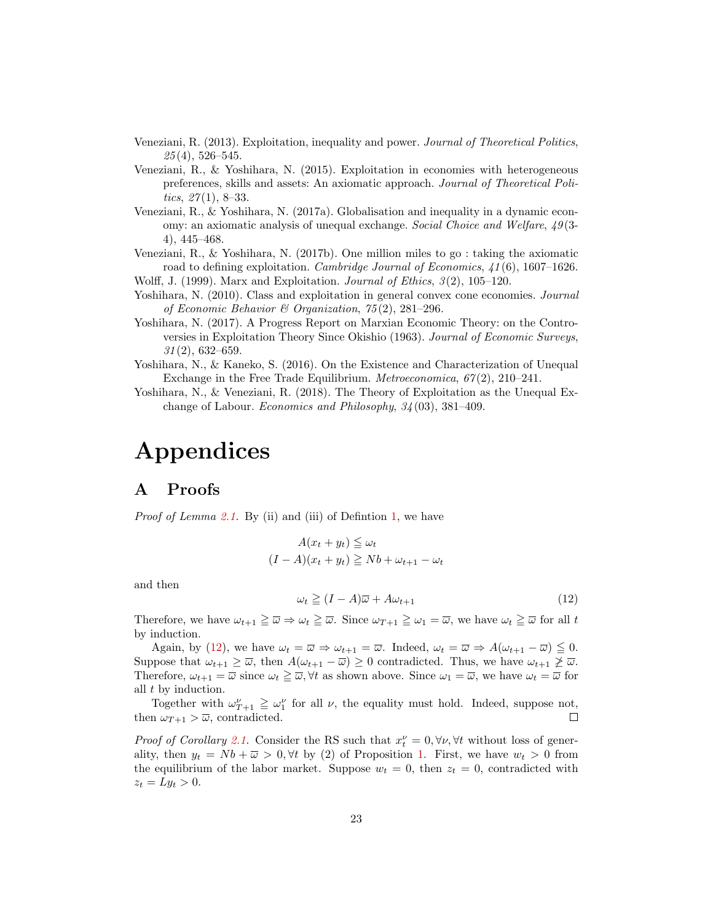Veneziani, R. (2013). Exploitation, inequality and power. *Journal of Theoretical Politics*, *25*(4), 526–545.

Veneziani, R., & Yoshihara, N. (2015). Exploitation in economies with heterogeneous preferences, skills and assets: An axiomatic approach. *Journal of Theoretical Politics*, *27*(1), 8–33.

Veneziani, R., & Yoshihara, N. (2017a). Globalisation and inequality in a dynamic economy: an axiomatic analysis of unequal exchange. *Social Choice and Welfare*, *49*(3-4), 445–468.

Veneziani, R., & Yoshihara, N. (2017b). One million miles to go : taking the axiomatic road to defining exploitation. *Cambridge Journal of Economics*, *41*(6), 1607–1626.

Wolff, J. (1999). Marx and Exploitation. *Journal of Ethics*, *3*(2), 105–120.

Yoshihara, N. (2010). Class and exploitation in general convex cone economies. *Journal of Economic Behavior & Organization*, *75*(2), 281–296.

Yoshihara, N. (2017). A Progress Report on Marxian Economic Theory: on the Controversies in Exploitation Theory Since Okishio (1963). *Journal of Economic Surveys*, *31*(2), 632–659.

Yoshihara, N., & Kaneko, S. (2016). On the Existence and Characterization of Unequal Exchange in the Free Trade Equilibrium. *Metroeconomica*, *67*(2), 210–241.

Yoshihara, N., & Veneziani, R. (2018). The Theory of Exploitation as the Unequal Exchange of Labour. *Economics and Philosophy*, *34*(03), 381–409.

# Appendices

## A Proofs

*Proof of Lemma 2.1.* By (ii) and (iii) of Defintion 1, we have

$$A(x_t + y_t) \leqq \omega_t$$
$$(I - A)(x_t + y_t) \geqq Nb + \omega_{t+1} - \omega_t$$

and then

$$\omega_t \geqq (I - A)\overline{\omega} + A\omega_{t+1} \tag{12}$$

Therefore, we have $\omega_{t+1} \geqq \overline{\omega} \Rightarrow \omega_t \geqq \overline{\omega}$. Since $\omega_{T+1} \geqq \omega_1 = \overline{\omega}$, we have $\omega_t \geqq \overline{\omega}$ for all $t$ by induction.

Again, by (12), we have $\omega_t = \overline{\omega} \Rightarrow \omega_{t+1} = \overline{\omega}$. Indeed, $\omega_t = \overline{\omega} \Rightarrow A(\omega_{t+1} - \overline{\omega}) \leqq 0$. Suppose that $\omega_{t+1} \geq \overline{\omega}$, then $A(\omega_{t+1} - \overline{\omega}) \geq 0$ contradicted. Thus, we have $\omega_{t+1} \ngeq \overline{\omega}$. Therefore, $\omega_{t+1} = \overline{\omega}$ since $\omega_t \geqq \overline{\omega}, \forall t$ as shown above. Since $\omega_1 = \overline{\omega}$, we have $\omega_t = \overline{\omega}$ for all $t$ by induction.

Together with $\omega^{\nu}_{T+1} \geqq \omega^{\nu}_1$ for all $\nu$, the equality must hold. Indeed, suppose not, then $\omega_{T+1} > \overline{\omega}$, contradicted. ☐

*Proof of Corollary 2.1.* Consider the RS such that $x^{\nu}_t = 0, \forall \nu, \forall t$ without loss of generality, then $y_t = Nb + \overline{\omega} > 0, \forall t$ by (2) of Proposition 1. First, we have $w_t > 0$ from the equilibrium of the labor market. Suppose $w_t = 0$, then $z_t = 0$, contradicted with $z_t = Ly_t > 0$.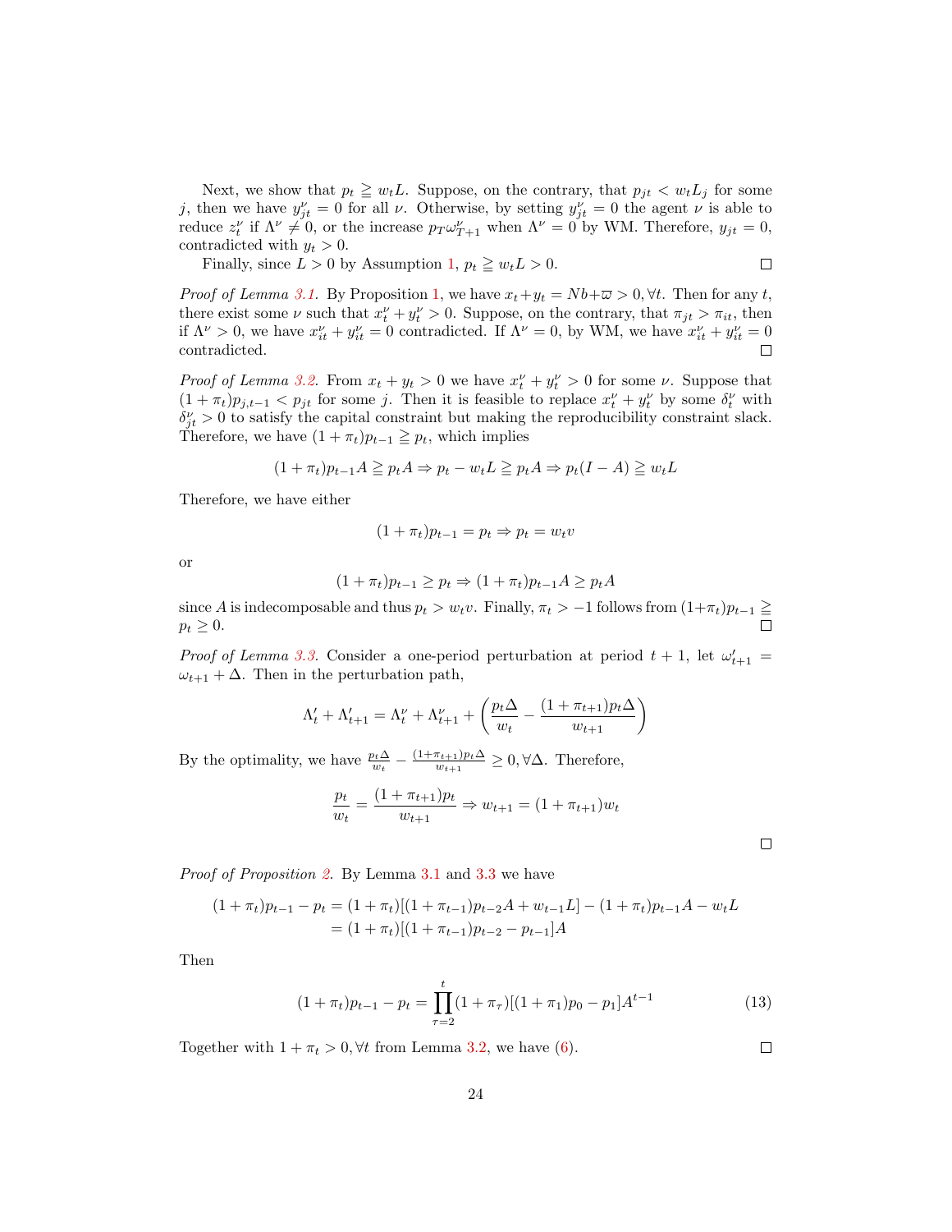Next, we show that $p_t \geqq w_t L$. Suppose, on the contrary, that $p_{jt} < w_t L_j$ for some $j$, then we have $y^\nu_{jt} = 0$ for all $\nu$. Otherwise, by setting $y^\nu_{jt} = 0$ the agent $\nu$ is able to reduce $z^\nu_t$ if $\Lambda^\nu \neq 0$, or the increase $p_T \omega^\nu_{T+1}$ when $\Lambda^\nu = 0$ by WM. Therefore, $y_{jt} = 0$, contradicted with $y_t > 0$.

Finally, since $L > 0$ by Assumption 1, $p_t \geqq w_t L > 0$. □

*Proof of Lemma 3.1.* By Proposition 1, we have $x_t + y_t = Nb + \varpi > 0, \forall t$. Then for any $t$, there exist some $\nu$ such that $x^\nu_t + y^\nu_t > 0$. Suppose, on the contrary, that $\pi_{jt} > \pi_{it}$, then if $\Lambda^\nu > 0$, we have $x^\nu_{it} + y^\nu_{it} = 0$ contradicted. If $\Lambda^\nu = 0$, by WM, we have $x^\nu_{it} + y^\nu_{it} = 0$ contradicted. □

*Proof of Lemma 3.2.* From $x_t + y_t > 0$ we have $x^\nu_t + y^\nu_t > 0$ for some $\nu$. Suppose that $(1 + \pi_t)p_{j,t-1} < p_{jt}$ for some $j$. Then it is feasible to replace $x^\nu_t + y^\nu_t$ by some $\delta^\nu_t$ with $\delta^\nu_{jt} > 0$ to satisfy the capital constraint but making the reproducibility constraint slack. Therefore, we have $(1 + \pi_t)p_{t-1} \geqq p_t$, which implies

$$(1 + \pi_t)p_{t-1}A \geqq p_t A \Rightarrow p_t - w_t L \geqq p_t A \Rightarrow p_t(I - A) \geqq w_t L$$

Therefore, we have either

$$(1 + \pi_t)p_{t-1} = p_t \Rightarrow p_t = w_t v$$

or

$$(1 + \pi_t)p_{t-1} \geq p_t \Rightarrow (1 + \pi_t)p_{t-1}A \geq p_t A$$

since $A$ is indecomposable and thus $p_t > w_t v$. Finally, $\pi_t > -1$ follows from $(1+\pi_t)p_{t-1} \geqq p_t \geq 0$. □

*Proof of Lemma 3.3.* Consider a one-period perturbation at period $t + 1$, let $\omega'_{t+1} = \omega_{t+1} + \Delta$. Then in the perturbation path,

$$\Lambda'_t + \Lambda'_{t+1} = \Lambda^\nu_t + \Lambda^\nu_{t+1} + \left(\frac{p_t \Delta}{w_t} - \frac{(1 + \pi_{t+1})p_t \Delta}{w_{t+1}}\right)$$

By the optimality, we have $\frac{p_t \Delta}{w_t} - \frac{(1+\pi_{t+1})p_t \Delta}{w_{t+1}} \geq 0, \forall \Delta$. Therefore,

$$\frac{p_t}{w_t} = \frac{(1 + \pi_{t+1})p_t}{w_{t+1}} \Rightarrow w_{t+1} = (1 + \pi_{t+1})w_t$$

□

*Proof of Proposition 2.* By Lemma 3.1 and 3.3 we have

$$\begin{aligned}(1 + \pi_t)p_{t-1} - p_t &= (1 + \pi_t)[(1 + \pi_{t-1})p_{t-2}A + w_{t-1}L] - (1 + \pi_t)p_{t-1}A - w_t L \\ &= (1 + \pi_t)[(1 + \pi_{t-1})p_{t-2} - p_{t-1}]A\end{aligned}$$

Then

$$(1 + \pi_t)p_{t-1} - p_t = \prod_{\tau=2}^{t}(1 + \pi_\tau)[(1 + \pi_1)p_0 - p_1]A^{t-1} \tag{13}$$

Together with $1 + \pi_t > 0, \forall t$ from Lemma 3.2, we have (6). □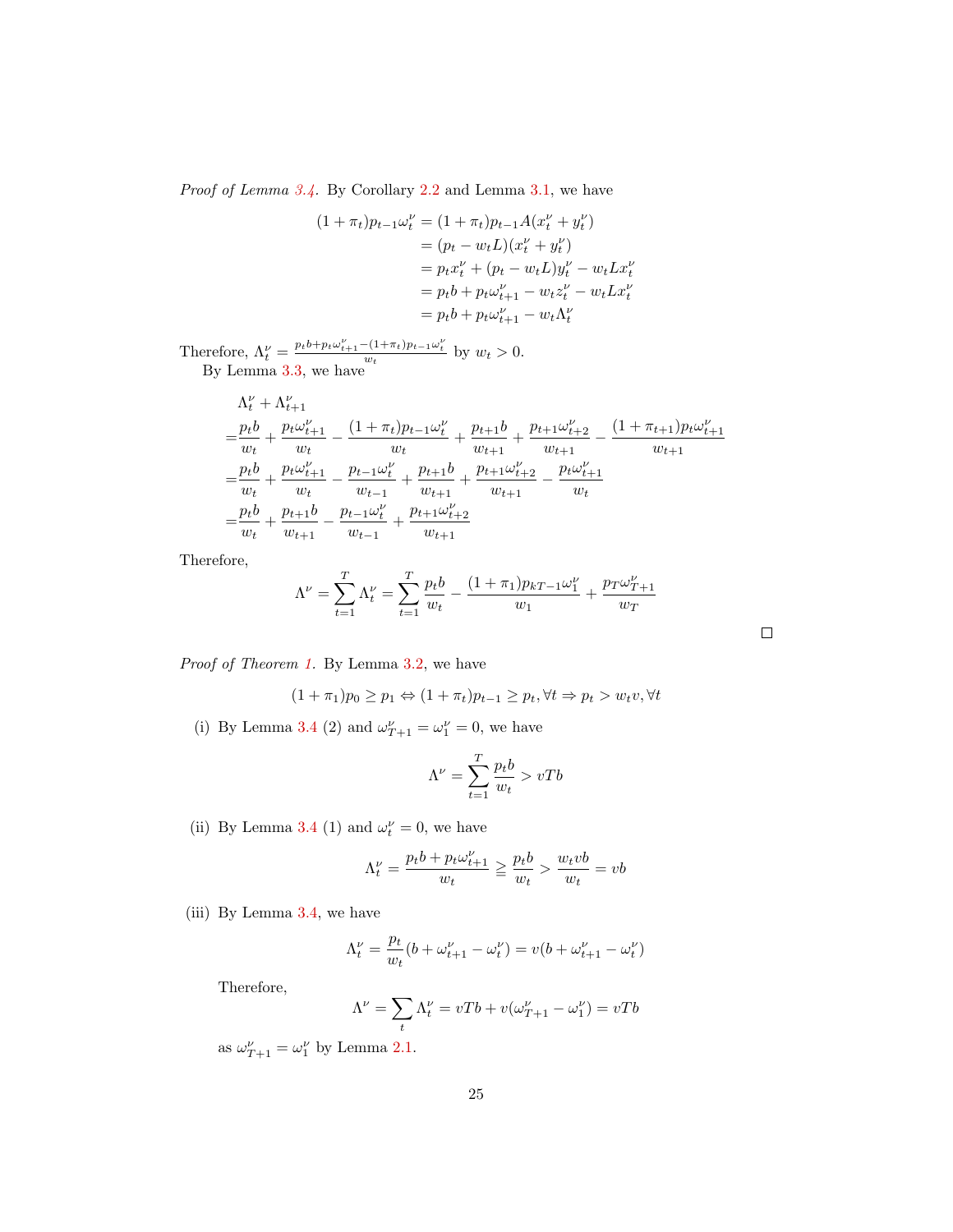*Proof of Lemma 3.4.* By Corollary 2.2 and Lemma 3.1, we have

$$
\begin{aligned}
(1+\pi_t)p_{t-1}\omega_t^\nu &= (1+\pi_t)p_{t-1}A(x_t^\nu + y_t^\nu) \\
&= (p_t - w_t L)(x_t^\nu + y_t^\nu) \\
&= p_t x_t^\nu + (p_t - w_t L)y_t^\nu - w_t L x_t^\nu \\
&= p_t b + p_t \omega_{t+1}^\nu - w_t z_t^\nu - w_t L x_t^\nu \\
&= p_t b + p_t \omega_{t+1}^\nu - w_t \Lambda_t^\nu
\end{aligned}
$$

Therefore, $\Lambda_t^\nu = \frac{p_t b + p_t \omega_{t+1}^\nu - (1+\pi_t)p_{t-1}\omega_t^\nu}{w_t}$ by $w_t > 0$.

By Lemma 3.3, we have

$$
\begin{aligned}
&\Lambda_t^\nu + \Lambda_{t+1}^\nu \\
=&\frac{p_t b}{w_t} + \frac{p_t \omega_{t+1}^\nu}{w_t} - \frac{(1+\pi_t)p_{t-1}\omega_t^\nu}{w_t} + \frac{p_{t+1}b}{w_{t+1}} + \frac{p_{t+1}\omega_{t+2}^\nu}{w_{t+1}} - \frac{(1+\pi_{t+1})p_t \omega_{t+1}^\nu}{w_{t+1}} \\
=&\frac{p_t b}{w_t} + \frac{p_t \omega_{t+1}^\nu}{w_t} - \frac{p_{t-1}\omega_t^\nu}{w_{t-1}} + \frac{p_{t+1}b}{w_{t+1}} + \frac{p_{t+1}\omega_{t+2}^\nu}{w_{t+1}} - \frac{p_t \omega_{t+1}^\nu}{w_t} \\
=&\frac{p_t b}{w_t} + \frac{p_{t+1}b}{w_{t+1}} - \frac{p_{t-1}\omega_t^\nu}{w_{t-1}} + \frac{p_{t+1}\omega_{t+2}^\nu}{w_{t+1}}
\end{aligned}
$$

Therefore,

$$
\Lambda^\nu = \sum_{t=1}^{T} \Lambda_t^\nu = \sum_{t=1}^{T} \frac{p_t b}{w_t} - \frac{(1+\pi_1)p_{kT-1}\omega_1^\nu}{w_1} + \frac{p_T \omega_{T+1}^\nu}{w_T}
$$

□

*Proof of Theorem 1.* By Lemma 3.2, we have

$$
(1+\pi_1)p_0 \geq p_1 \Leftrightarrow (1+\pi_t)p_{t-1} \geq p_t, \forall t \Rightarrow p_t > w_t v, \forall t
$$

(i) By Lemma 3.4 (2) and $\omega_{T+1}^\nu = \omega_1^\nu = 0$, we have

$$
\Lambda^\nu = \sum_{t=1}^{T} \frac{p_t b}{w_t} > vTb
$$

(ii) By Lemma 3.4 (1) and $\omega_t^\nu = 0$, we have

$$
\Lambda_t^\nu = \frac{p_t b + p_t \omega_{t+1}^\nu}{w_t} \geqq \frac{p_t b}{w_t} > \frac{w_t v b}{w_t} = vb
$$

(iii) By Lemma 3.4, we have

$$
\Lambda_t^\nu = \frac{p_t}{w_t}(b + \omega_{t+1}^\nu - \omega_t^\nu) = v(b + \omega_{t+1}^\nu - \omega_t^\nu)
$$

Therefore,

$$
\Lambda^\nu = \sum_t \Lambda_t^\nu = vTb + v(\omega_{T+1}^\nu - \omega_1^\nu) = vTb
$$

as $\omega_{T+1}^\nu = \omega_1^\nu$ by Lemma 2.1.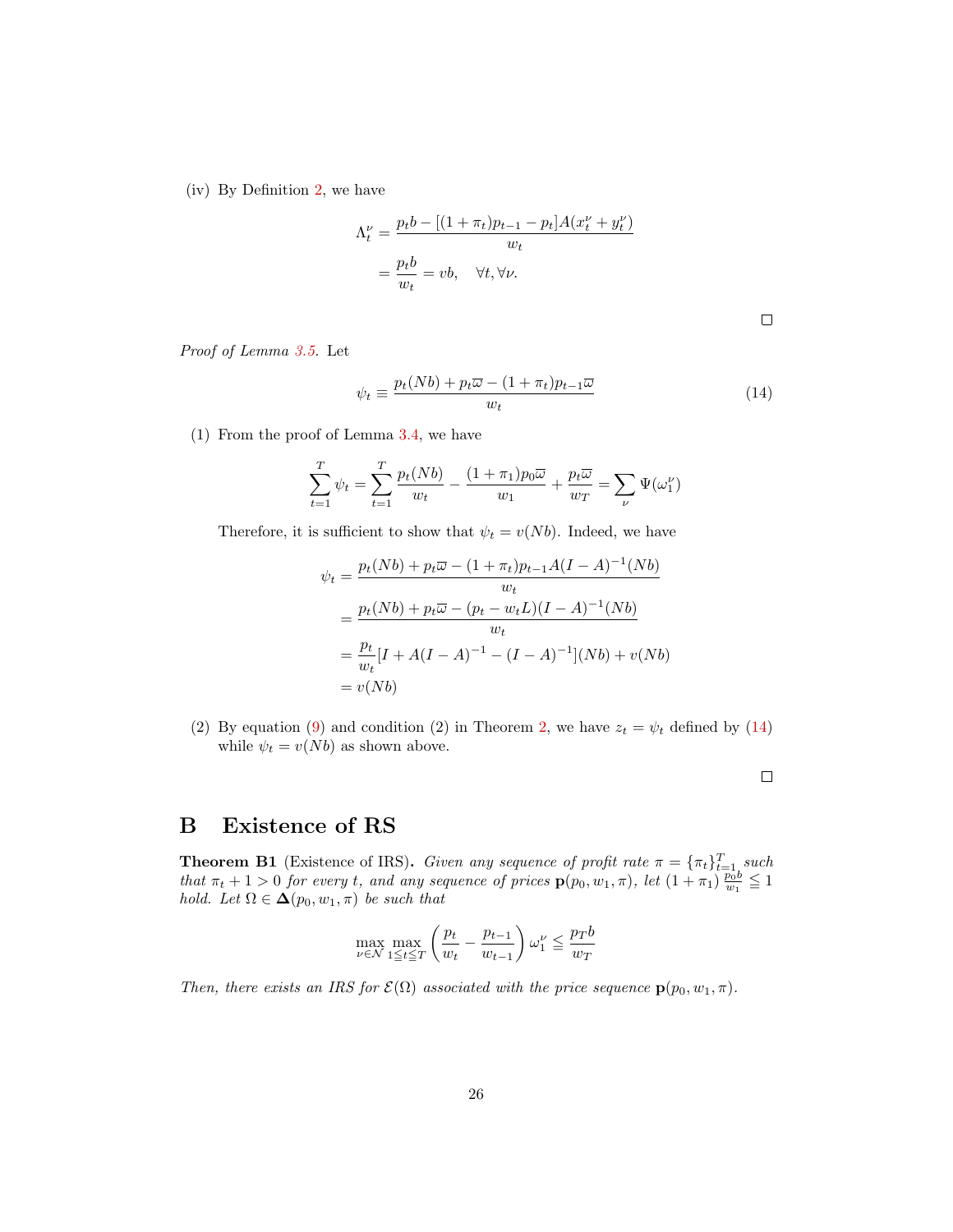(iv) By Definition 2, we have

$$\begin{aligned}
\Lambda_t^\nu &= \frac{p_t b - [(1+\pi_t)p_{t-1} - p_t]A(x_t^\nu + y_t^\nu)}{w_t} \\
&= \frac{p_t b}{w_t} = vb, \quad \forall t, \forall \nu.
\end{aligned}$$

□

*Proof of Lemma 3.5.* Let

$$\psi_t \equiv \frac{p_t(Nb) + p_t\overline{\omega} - (1+\pi_t)p_{t-1}\overline{\omega}}{w_t} \tag{14}$$

(1) From the proof of Lemma 3.4, we have

$$\sum_{t=1}^{T} \psi_t = \sum_{t=1}^{T} \frac{p_t(Nb)}{w_t} - \frac{(1+\pi_1)p_0\overline{\omega}}{w_1} + \frac{p_t\overline{\omega}}{w_T} = \sum_\nu \Psi(\omega_1^\nu)$$

Therefore, it is sufficient to show that $\psi_t = v(Nb)$. Indeed, we have

$$\begin{aligned}
\psi_t &= \frac{p_t(Nb) + p_t\overline{\omega} - (1+\pi_t)p_{t-1}A(I-A)^{-1}(Nb)}{w_t} \\
&= \frac{p_t(Nb) + p_t\overline{\omega} - (p_t - w_t L)(I-A)^{-1}(Nb)}{w_t} \\
&= \frac{p_t}{w_t}[I + A(I-A)^{-1} - (I-A)^{-1}](Nb) + v(Nb) \\
&= v(Nb)
\end{aligned}$$

(2) By equation (9) and condition (2) in Theorem 2, we have $z_t = \psi_t$ defined by (14) while $\psi_t = v(Nb)$ as shown above.

□

## B Existence of RS

**Theorem B1** (Existence of IRS)**.** *Given any sequence of profit rate $\pi = \{\pi_t\}_{t=1}^T$ such that $\pi_t + 1 > 0$ for every $t$, and any sequence of prices $\mathbf{p}(p_0, w_1, \pi)$, let $(1+\pi_1)\frac{p_0 b}{w_1} \leqq 1$ hold. Let $\Omega \in \mathbf{\Delta}(p_0, w_1, \pi)$ be such that*

$$\max_{\nu \in \mathcal{N}} \max_{1 \leqq t \leqq T} \left( \frac{p_t}{w_t} - \frac{p_{t-1}}{w_{t-1}} \right) \omega_1^\nu \leqq \frac{p_T b}{w_T}$$

*Then, there exists an IRS for $\mathcal{E}(\Omega)$ associated with the price sequence $\mathbf{p}(p_0, w_1, \pi)$.*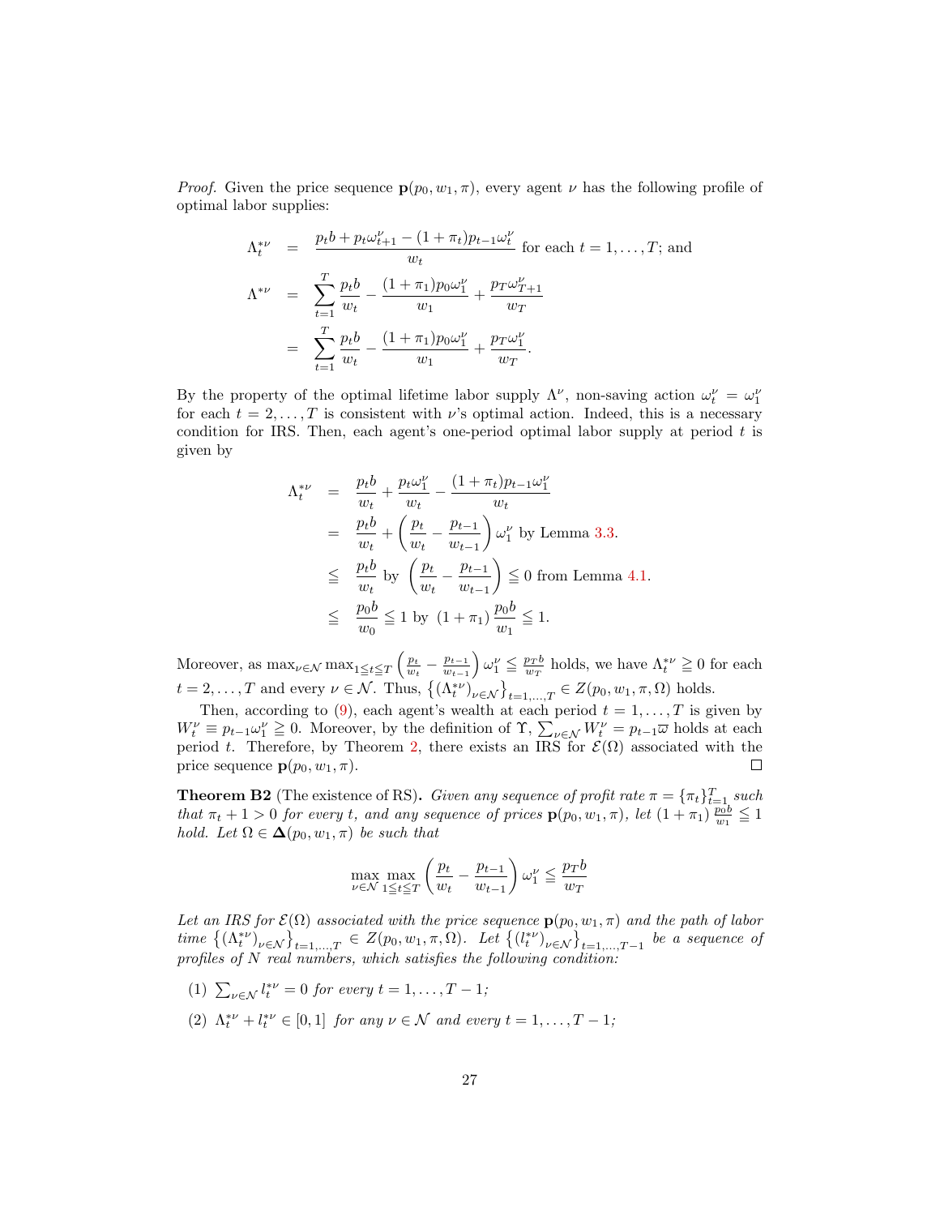*Proof.* Given the price sequence $\mathbf{p}(p_0, w_1, \pi)$, every agent $\nu$ has the following profile of optimal labor supplies:

$$
\begin{aligned}
\Lambda_t^{*\nu} &= \frac{p_t b + p_t \omega_{t+1}^\nu - (1+\pi_t) p_{t-1} \omega_t^\nu}{w_t} \text{ for each } t = 1, \ldots, T; \text{ and} \\
\Lambda^{*\nu} &= \sum_{t=1}^{T} \frac{p_t b}{w_t} - \frac{(1+\pi_1) p_0 \omega_1^\nu}{w_1} + \frac{p_T \omega_{T+1}^\nu}{w_T} \\
&= \sum_{t=1}^{T} \frac{p_t b}{w_t} - \frac{(1+\pi_1) p_0 \omega_1^\nu}{w_1} + \frac{p_T \omega_1^\nu}{w_T}.
\end{aligned}
$$

By the property of the optimal lifetime labor supply $\Lambda^\nu$, non-saving action $\omega_t^\nu = \omega_1^\nu$ for each $t = 2, \ldots, T$ is consistent with $\nu$'s optimal action. Indeed, this is a necessary condition for IRS. Then, each agent's one-period optimal labor supply at period $t$ is given by

$$
\begin{aligned}
\Lambda_t^{*\nu} &= \frac{p_t b}{w_t} + \frac{p_t \omega_1^\nu}{w_t} - \frac{(1+\pi_t) p_{t-1} \omega_1^\nu}{w_t} \\
&= \frac{p_t b}{w_t} + \left( \frac{p_t}{w_t} - \frac{p_{t-1}}{w_{t-1}} \right) \omega_1^\nu \text{ by Lemma 3.3.} \\
&\leqq \frac{p_t b}{w_t} \text{ by } \left( \frac{p_t}{w_t} - \frac{p_{t-1}}{w_{t-1}} \right) \leqq 0 \text{ from Lemma 4.1.} \\
&\leqq \frac{p_0 b}{w_0} \leqq 1 \text{ by } (1+\pi_1) \frac{p_0 b}{w_1} \leqq 1.
\end{aligned}
$$

Moreover, as $\max_{\nu \in \mathcal{N}} \max_{1 \leqq t \leqq T} \left( \frac{p_t}{w_t} - \frac{p_{t-1}}{w_{t-1}} \right) \omega_1^\nu \leqq \frac{p_T b}{w_T}$ holds, we have $\Lambda_t^{*\nu} \geqq 0$ for each $t = 2, \ldots, T$ and every $\nu \in \mathcal{N}$. Thus, $\left\{ (\Lambda_t^{*\nu})_{\nu \in \mathcal{N}} \right\}_{t=1,\ldots,T} \in Z(p_0, w_1, \pi, \Omega)$ holds.

Then, according to (9), each agent's wealth at each period $t = 1, \ldots, T$ is given by $W_t^\nu \equiv p_{t-1} \omega_1^\nu \geqq 0$. Moreover, by the definition of $\Upsilon$, $\sum_{\nu \in \mathcal{N}} W_t^\nu = p_{t-1} \overline{\omega}$ holds at each period $t$. Therefore, by Theorem 2, there exists an IRS for $\mathcal{E}(\Omega)$ associated with the price sequence $\mathbf{p}(p_0, w_1, \pi)$. ∎

**Theorem B2** (The existence of RS)**.** *Given any sequence of profit rate $\pi = \{\pi_t\}_{t=1}^T$ such that $\pi_t + 1 > 0$ for every $t$, and any sequence of prices $\mathbf{p}(p_0, w_1, \pi)$, let $(1+\pi_1) \frac{p_0 b}{w_1} \leqq 1$ hold. Let $\Omega \in \mathbf{\Delta}(p_0, w_1, \pi)$ be such that*

$$
\max_{\nu \in \mathcal{N}} \max_{1 \leqq t \leqq T} \left( \frac{p_t}{w_t} - \frac{p_{t-1}}{w_{t-1}} \right) \omega_1^\nu \leqq \frac{p_T b}{w_T}
$$

*Let an IRS for $\mathcal{E}(\Omega)$ associated with the price sequence $\mathbf{p}(p_0, w_1, \pi)$ and the path of labor time $\left\{ (\Lambda_t^{*\nu})_{\nu \in \mathcal{N}} \right\}_{t=1,\ldots,T} \in Z(p_0, w_1, \pi, \Omega)$. Let $\left\{ (l_t^{*\nu})_{\nu \in \mathcal{N}} \right\}_{t=1,\ldots,T-1}$ be a sequence of profiles of $N$ real numbers, which satisfies the following condition:*

(1) $\sum_{\nu \in \mathcal{N}} l_t^{*\nu} = 0$ *for every* $t = 1, \ldots, T-1$*;*

(2) $\Lambda_t^{*\nu} + l_t^{*\nu} \in [0, 1]$ *for any* $\nu \in \mathcal{N}$ *and every* $t = 1, \ldots, T-1$*;*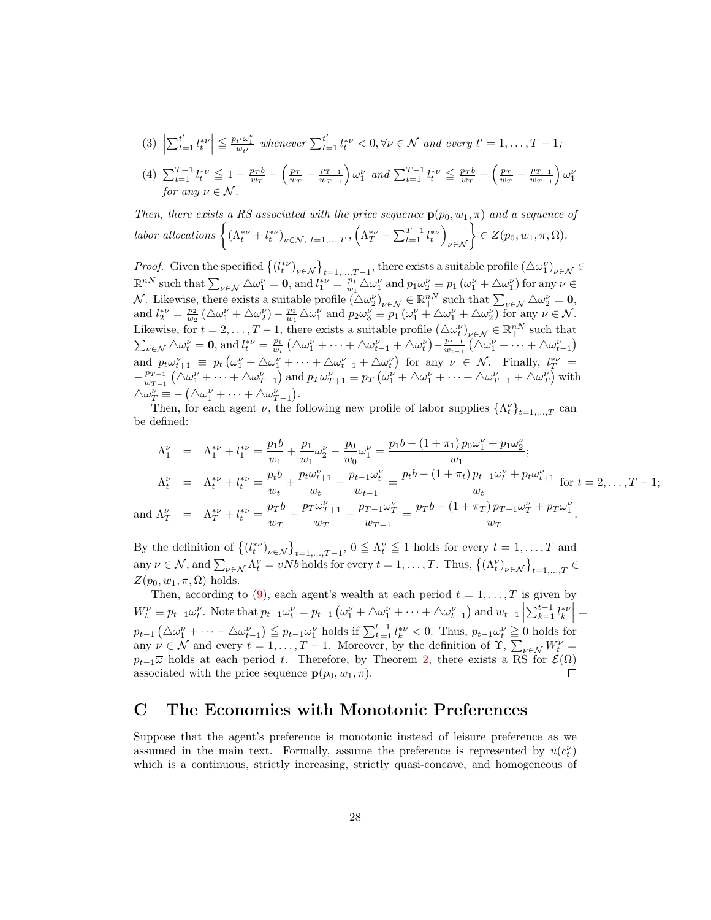(3) $\left|\sum_{t=1}^{t'} l_t^{*\nu}\right| \leqq \frac{p_{t'}\omega_1^\nu}{w_{t'}}$ *whenever* $\sum_{t=1}^{t'} l_t^{*\nu} < 0, \forall \nu \in \mathcal{N}$ *and every* $t' = 1, \ldots, T-1$;

(4) $\sum_{t=1}^{T-1} l_t^{*\nu} \leqq 1 - \frac{p_T b}{w_T} - \left(\frac{p_T}{w_T} - \frac{p_{T-1}}{w_{T-1}}\right)\omega_1^\nu$ *and* $\sum_{t=1}^{T-1} l_t^{*\nu} \leqq \frac{p_T b}{w_T} + \left(\frac{p_T}{w_T} - \frac{p_{T-1}}{w_{T-1}}\right)\omega_1^\nu$ *for any* $\nu \in \mathcal{N}$.

*Then, there exists a RS associated with the price sequence* $\mathbf{p}(p_0, w_1, \pi)$ *and a sequence of labor allocations* $\left\{(\Lambda_t^{*\nu} + l_t^{*\nu})_{\nu\in\mathcal{N},\ t=1,\ldots,T}, \left(\Lambda_T^{*\nu} - \sum_{t=1}^{T-1} l_t^{*\nu}\right)_{\nu\in\mathcal{N}}\right\} \in Z(p_0, w_1, \pi, \Omega)$.

*Proof.* Given the specified $\left\{(l_t^{*\nu})_{\nu\in\mathcal{N}}\right\}_{t=1,\ldots,T-1}$, there exists a suitable profile $(\triangle\omega_1^\nu)_{\nu\in\mathcal{N}} \in \mathbb{R}^{nN}$ such that $\sum_{\nu\in\mathcal{N}} \triangle\omega_1^\nu = \mathbf{0}$, and $l_1^{*\nu} = \frac{p_1}{w_1}\triangle\omega_1^\nu$ and $p_1\omega_2^\nu \equiv p_1(\omega_1^\nu + \triangle\omega_1^\nu)$ for any $\nu \in \mathcal{N}$. Likewise, there exists a suitable profile $(\triangle\omega_2^\nu)_{\nu\in\mathcal{N}} \in \mathbb{R}_+^{nN}$ such that $\sum_{\nu\in\mathcal{N}} \triangle\omega_2^\nu = \mathbf{0}$, and $l_2^{*\nu} = \frac{p_2}{w_2}(\triangle\omega_1^\nu + \triangle\omega_2^\nu) - \frac{p_1}{w_1}\triangle\omega_1^\nu$ and $p_2\omega_3^\nu \equiv p_1(\omega_1^\nu + \triangle\omega_1^\nu + \triangle\omega_2^\nu)$ for any $\nu \in \mathcal{N}$. Likewise, for $t = 2, \ldots, T-1$, there exists a suitable profile $(\triangle\omega_t^\nu)_{\nu\in\mathcal{N}} \in \mathbb{R}_+^{nN}$ such that $\sum_{\nu\in\mathcal{N}} \triangle\omega_t^\nu = \mathbf{0}$, and $l_t^{*\nu} = \frac{p_t}{w_t}\left(\triangle\omega_1^\nu + \cdots + \triangle\omega_{t-1}^\nu + \triangle\omega_t^\nu\right) - \frac{p_{t-1}}{w_{t-1}}\left(\triangle\omega_1^\nu + \cdots + \triangle\omega_{t-1}^\nu\right)$ and $p_t\omega_{t+1}^\nu \equiv p_t\left(\omega_1^\nu + \triangle\omega_1^\nu + \cdots + \triangle\omega_{t-1}^\nu + \triangle\omega_t^\nu\right)$ for any $\nu \in \mathcal{N}$. Finally, $l_T^{*\nu} = -\frac{p_{T-1}}{w_{T-1}}\left(\triangle\omega_1^\nu + \cdots + \triangle\omega_{T-1}^\nu\right)$ and $p_T\omega_{T+1}^\nu \equiv p_T\left(\omega_1^\nu + \triangle\omega_1^\nu + \cdots + \triangle\omega_{T-1}^\nu + \triangle\omega_T^\nu\right)$ with $\triangle\omega_T^\nu \equiv -\left(\triangle\omega_1^\nu + \cdots + \triangle\omega_{T-1}^\nu\right)$.

Then, for each agent $\nu$, the following new profile of labor supplies $\{\Lambda_t^\nu\}_{t=1,\ldots,T}$ can be defined:

$$
\begin{aligned}
\Lambda_1^\nu &= \Lambda_1^{*\nu} + l_1^{*\nu} = \frac{p_1 b}{w_1} + \frac{p_1}{w_1}\omega_2^\nu - \frac{p_0}{w_0}\omega_1^\nu = \frac{p_1 b - (1+\pi_1)p_0\omega_1^\nu + p_1\omega_2^\nu}{w_1};\\
\Lambda_t^\nu &= \Lambda_t^{*\nu} + l_t^{*\nu} = \frac{p_t b}{w_t} + \frac{p_t\omega_{t+1}^\nu}{w_t} - \frac{p_{t-1}\omega_t^\nu}{w_{t-1}} = \frac{p_t b - (1+\pi_t)p_{t-1}\omega_t^\nu + p_t\omega_{t+1}^\nu}{w_t} \text{ for } t = 2, \ldots, T-1;\\
\text{and } \Lambda_T^\nu &= \Lambda_T^{*\nu} + l_t^{*\nu} = \frac{p_T b}{w_T} + \frac{p_T\omega_{T+1}^\nu}{w_T} - \frac{p_{T-1}\omega_T^\nu}{w_{T-1}} = \frac{p_T b - (1+\pi_T)p_{T-1}\omega_T^\nu + p_T\omega_1^\nu}{w_T}.
\end{aligned}
$$

By the definition of $\left\{(l_t^{*\nu})_{\nu\in\mathcal{N}}\right\}_{t=1,\ldots,T-1}$, $0 \leqq \Lambda_t^\nu \leqq 1$ holds for every $t = 1, \ldots, T$ and any $\nu \in \mathcal{N}$, and $\sum_{\nu\in\mathcal{N}} \Lambda_t^\nu = vNb$ holds for every $t = 1, \ldots, T$. Thus, $\left\{(\Lambda_t^\nu)_{\nu\in\mathcal{N}}\right\}_{t=1,\ldots,T} \in Z(p_0, w_1, \pi, \Omega)$ holds.

Then, according to (9), each agent's wealth at each period $t = 1, \ldots, T$ is given by $W_t^\nu \equiv p_{t-1}\omega_t^\nu$. Note that $p_{t-1}\omega_t^\nu = p_{t-1}\left(\omega_1^\nu + \triangle\omega_1^\nu + \cdots + \triangle\omega_{t-1}^\nu\right)$ and $w_{t-1}\left|\sum_{k=1}^{t-1} l_k^{*\nu}\right| = p_{t-1}\left(\triangle\omega_1^\nu + \cdots + \triangle\omega_{t-1}^\nu\right) \leqq p_{t-1}\omega_1^\nu$ holds if $\sum_{k=1}^{t-1} l_k^{*\nu} < 0$. Thus, $p_{t-1}\omega_t^\nu \geqq 0$ holds for any $\nu \in \mathcal{N}$ and every $t = 1, \ldots, T-1$. Moreover, by the definition of $\Upsilon$, $\sum_{\nu\in\mathcal{N}} W_t^\nu = p_{t-1}\overline{\omega}$ holds at each period $t$. Therefore, by Theorem 2, there exists a RS for $\mathcal{E}(\Omega)$ associated with the price sequence $\mathbf{p}(p_0, w_1, \pi)$. ∎

# C The Economies with Monotonic Preferences

Suppose that the agent's preference is monotonic instead of leisure preference as we assumed in the main text. Formally, assume the preference is represented by $u(c_t^\nu)$ which is a continuous, strictly increasing, strictly quasi-concave, and homogeneous of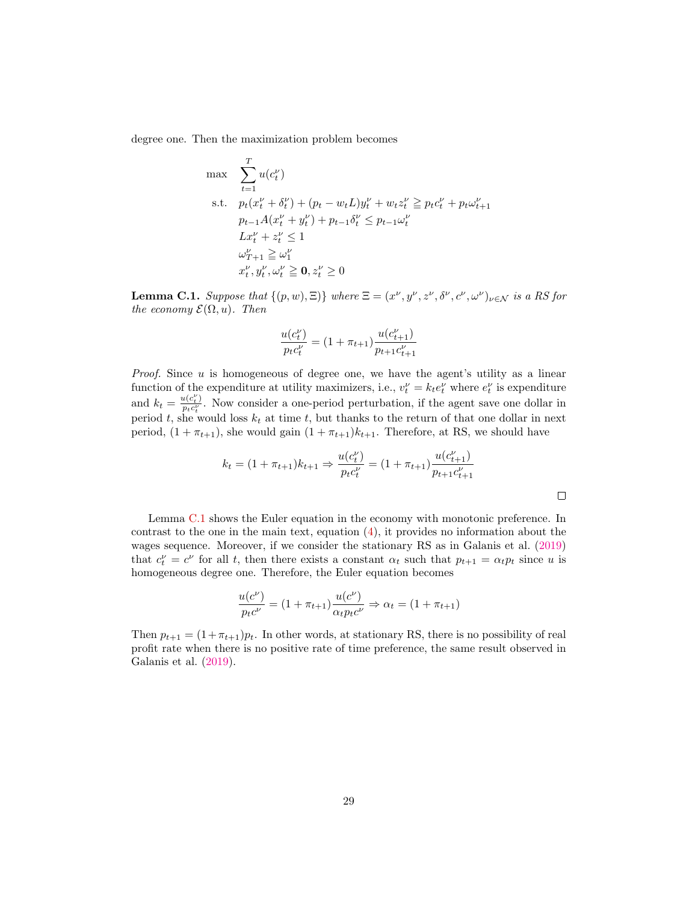degree one. Then the maximization problem becomes

$$
\begin{aligned}
\max \quad & \sum_{t=1}^{T} u(c_t^\nu) \\
\text{s.t.} \quad & p_t(x_t^\nu + \delta_t^\nu) + (p_t - w_t L) y_t^\nu + w_t z_t^\nu \geqq p_t c_t^\nu + p_t \omega_{t+1}^\nu \\
& p_{t-1} A(x_t^\nu + y_t^\nu) + p_{t-1}\delta_t^\nu \leq p_{t-1}\omega_t^\nu \\
& L x_t^\nu + z_t^\nu \leq 1 \\
& \omega_{T+1}^\nu \geqq \omega_1^\nu \\
& x_t^\nu, y_t^\nu, \omega_t^\nu \geqq \mathbf{0}, z_t^\nu \geq 0
\end{aligned}
$$

**Lemma C.1.** *Suppose that* $\{(p, w), \Xi)\}$ *where* $\Xi = (x^\nu, y^\nu, z^\nu, \delta^\nu, c^\nu, \omega^\nu)_{\nu \in \mathcal{N}}$ *is a RS for the economy* $\mathcal{E}(\Omega, u)$*. Then*

$$
\frac{u(c_t^\nu)}{p_t c_t^\nu} = (1 + \pi_{t+1}) \frac{u(c_{t+1}^\nu)}{p_{t+1} c_{t+1}^\nu}
$$

*Proof.* Since $u$ is homogeneous of degree one, we have the agent's utility as a linear function of the expenditure at utility maximizers, i.e., $v_t^\nu = k_t e_t^\nu$ where $e_t^\nu$ is expenditure and $k_t = \frac{u(c_t^\nu)}{p_t c_t^\nu}$. Now consider a one-period perturbation, if the agent save one dollar in period $t$, she would loss $k_t$ at time $t$, but thanks to the return of that one dollar in next period, $(1 + \pi_{t+1})$, she would gain $(1 + \pi_{t+1})k_{t+1}$. Therefore, at RS, we should have

$$
k_t = (1 + \pi_{t+1})k_{t+1} \Rightarrow \frac{u(c_t^\nu)}{p_t c_t^\nu} = (1 + \pi_{t+1}) \frac{u(c_{t+1}^\nu)}{p_{t+1} c_{t+1}^\nu}
$$

□

Lemma C.1 shows the Euler equation in the economy with monotonic preference. In contrast to the one in the main text, equation (4), it provides no information about the wages sequence. Moreover, if we consider the stationary RS as in Galanis et al. (2019) that $c_t^\nu = c^\nu$ for all $t$, then there exists a constant $\alpha_t$ such that $p_{t+1} = \alpha_t p_t$ since $u$ is homogeneous degree one. Therefore, the Euler equation becomes

$$
\frac{u(c^\nu)}{p_t c^\nu} = (1 + \pi_{t+1}) \frac{u(c^\nu)}{\alpha_t p_t c^\nu} \Rightarrow \alpha_t = (1 + \pi_{t+1})
$$

Then $p_{t+1} = (1 + \pi_{t+1})p_t$. In other words, at stationary RS, there is no possibility of real profit rate when there is no positive rate of time preference, the same result observed in Galanis et al. (2019).